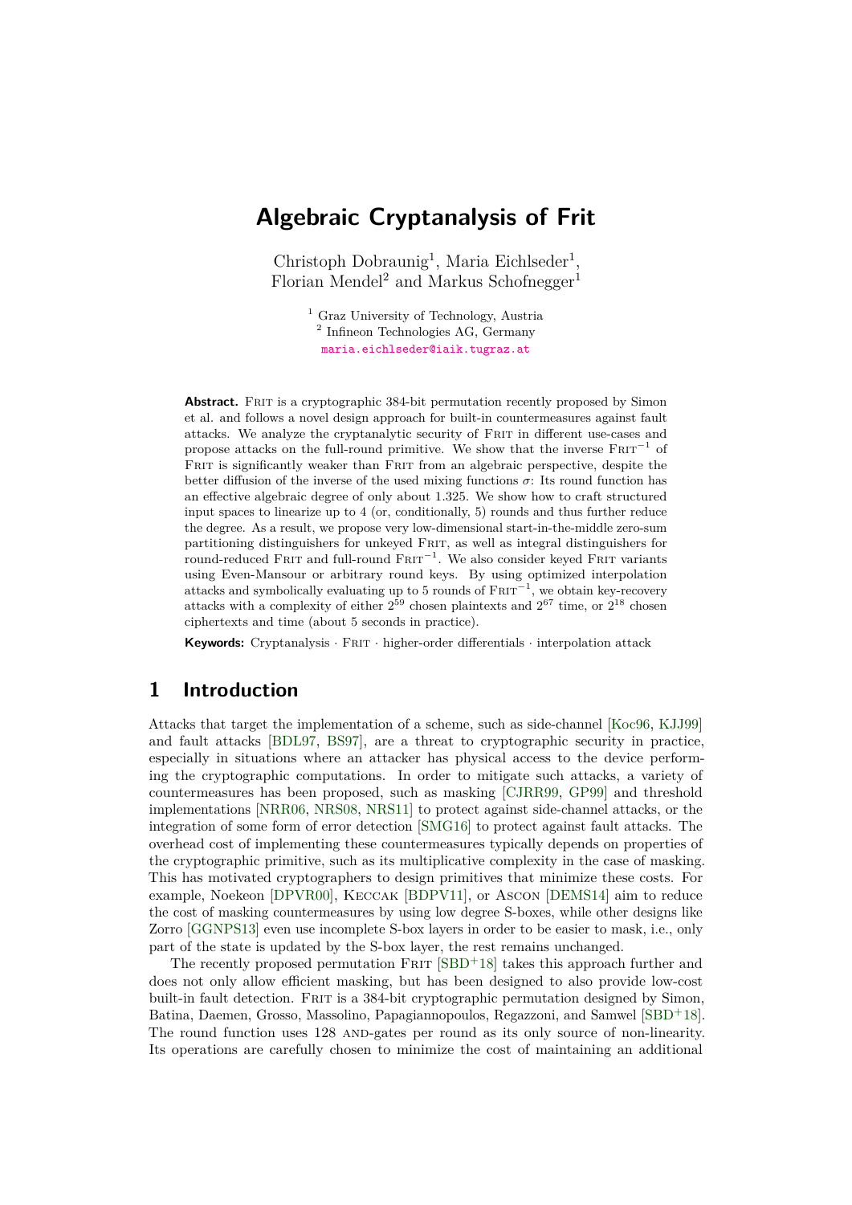# Algebraic Cryptanalysis of Frit

Christoph Dobraunig[1], Maria Eichlseder[1], Florian Mendel[2] and Markus Schofnegger[1]

[1] Graz University of Technology, Austria
[2] Infineon Technologies AG, Germany
maria.eichlseder@iaik.tugraz.at

**Abstract.** Frit is a cryptographic 384-bit permutation recently proposed by Simon et al. and follows a novel design approach for built-in countermeasures against fault attacks. We analyze the cryptanalytic security of Frit in different use-cases and propose attacks on the full-round primitive. We show that the inverse $\text{Frit}^{-1}$ of Frit is significantly weaker than Frit from an algebraic perspective, despite the better diffusion of the inverse of the used mixing functions $\sigma$: Its round function has an effective algebraic degree of only about 1.325. We show how to craft structured input spaces to linearize up to 4 (or, conditionally, 5) rounds and thus further reduce the degree. As a result, we propose very low-dimensional start-in-the-middle zero-sum partitioning distinguishers for unkeyed Frit, as well as integral distinguishers for round-reduced Frit and full-round $\text{Frit}^{-1}$. We also consider keyed Frit variants using Even-Mansour or arbitrary round keys. By using optimized interpolation attacks and symbolically evaluating up to 5 rounds of $\text{Frit}^{-1}$, we obtain key-recovery attacks with a complexity of either $2^{59}$ chosen plaintexts and $2^{67}$ time, or $2^{18}$ chosen ciphertexts and time (about 5 seconds in practice).

**Keywords:** Cryptanalysis · Frit · higher-order differentials · interpolation attack

## 1 Introduction

Attacks that target the implementation of a scheme, such as side-channel [Koc96, KJJ99] and fault attacks [BDL97, BS97], are a threat to cryptographic security in practice, especially in situations where an attacker has physical access to the device performing the cryptographic computations. In order to mitigate such attacks, a variety of countermeasures has been proposed, such as masking [CJRR99, GP99] and threshold implementations [NRR06, NRS08, NRS11] to protect against side-channel attacks, or the integration of some form of error detection [SMG16] to protect against fault attacks. The overhead cost of implementing these countermeasures typically depends on properties of the cryptographic primitive, such as its multiplicative complexity in the case of masking. This has motivated cryptographers to design primitives that minimize these costs. For example, Noekeon [DPVR00], Keccak [BDPV11], or Ascon [DEMS14] aim to reduce the cost of masking countermeasures by using low degree S-boxes, while other designs like Zorro [GGNPS13] even use incomplete S-box layers in order to be easier to mask, i.e., only part of the state is updated by the S-box layer, the rest remains unchanged.

The recently proposed permutation Frit [SBD+18] takes this approach further and does not only allow efficient masking, but has been designed to also provide low-cost built-in fault detection. Frit is a 384-bit cryptographic permutation designed by Simon, Batina, Daemen, Grosso, Massolino, Papagiannopoulos, Regazzoni, and Samwel [SBD+18]. The round function uses 128 and-gates per round as its only source of non-linearity. Its operations are carefully chosen to minimize the cost of maintaining an additional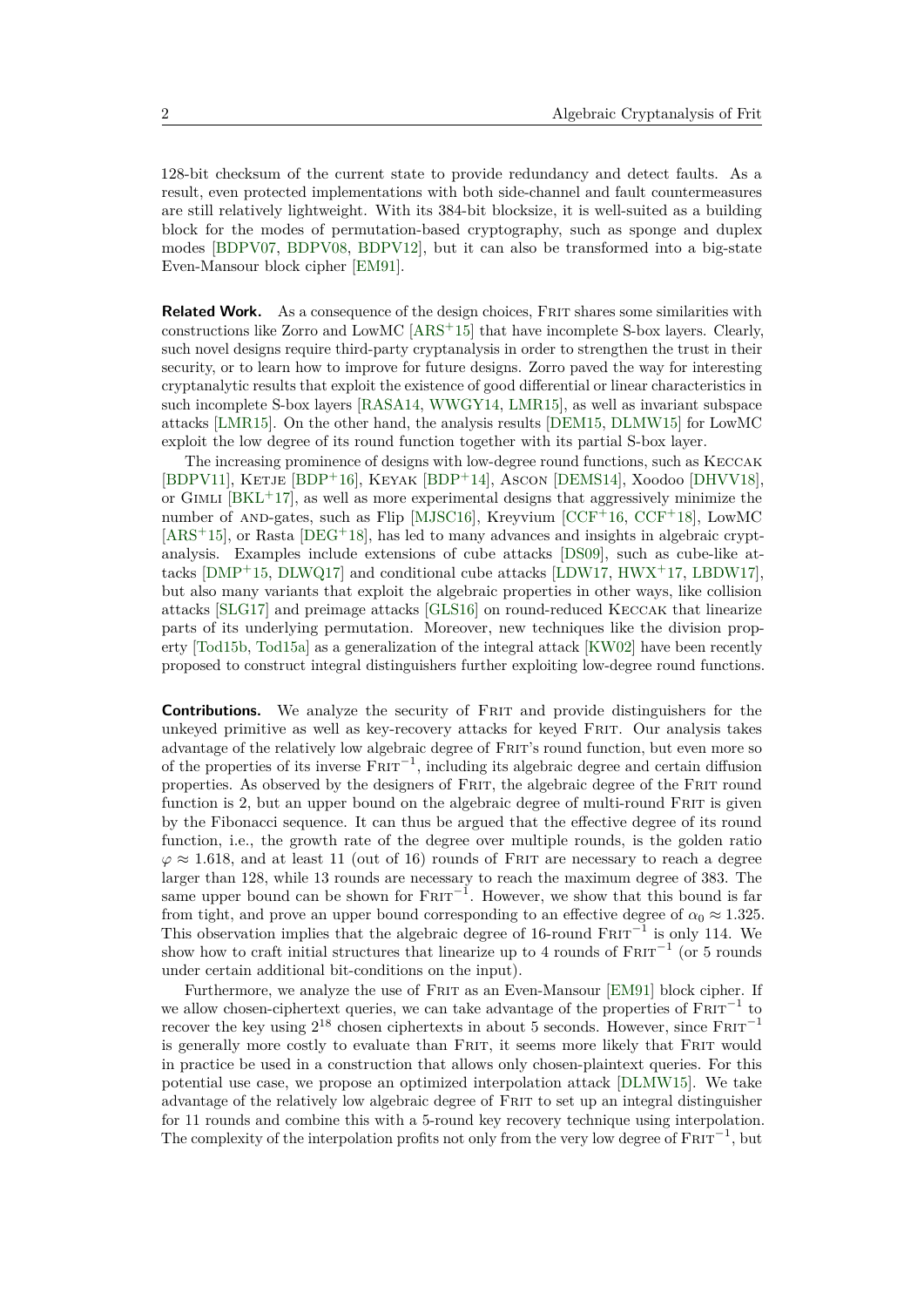128-bit checksum of the current state to provide redundancy and detect faults. As a result, even protected implementations with both side-channel and fault countermeasures are still relatively lightweight. With its 384-bit blocksize, it is well-suited as a building block for the modes of permutation-based cryptography, such as sponge and duplex modes [BDPV07, BDPV08, BDPV12], but it can also be transformed into a big-state Even-Mansour block cipher [EM91].

**Related Work.** As a consequence of the design choices, Frit shares some similarities with constructions like Zorro and LowMC [ARS+15] that have incomplete S-box layers. Clearly, such novel designs require third-party cryptanalysis in order to strengthen the trust in their security, or to learn how to improve for future designs. Zorro paved the way for interesting cryptanalytic results that exploit the existence of good differential or linear characteristics in such incomplete S-box layers [RASA14, WWGY14, LMR15], as well as invariant subspace attacks [LMR15]. On the other hand, the analysis results [DEM15, DLMW15] for LowMC exploit the low degree of its round function together with its partial S-box layer.

The increasing prominence of designs with low-degree round functions, such as Keccak [BDPV11], Ketje [BDP+16], Keyak [BDP+14], Ascon [DEMS14], Xoodoo [DHVV18], or Gimli [BKL+17], as well as more experimental designs that aggressively minimize the number of AND-gates, such as Flip [MJSC16], Kreyvium [CCF+16, CCF+18], LowMC [ARS+15], or Rasta [DEG+18], has led to many advances and insights in algebraic cryptanalysis. Examples include extensions of cube attacks [DS09], such as cube-like attacks [DMP+15, DLWQ17] and conditional cube attacks [LDW17, HWX+17, LBDW17], but also many variants that exploit the algebraic properties in other ways, like collision attacks [SLG17] and preimage attacks [GLS16] on round-reduced Keccak that linearize parts of its underlying permutation. Moreover, new techniques like the division property [Tod15b, Tod15a] as a generalization of the integral attack [KW02] have been recently proposed to construct integral distinguishers further exploiting low-degree round functions.

**Contributions.** We analyze the security of Frit and provide distinguishers for the unkeyed primitive as well as key-recovery attacks for keyed Frit. Our analysis takes advantage of the relatively low algebraic degree of Frit's round function, but even more so of the properties of its inverse $\text{Frit}^{-1}$, including its algebraic degree and certain diffusion properties. As observed by the designers of Frit, the algebraic degree of the Frit round function is 2, but an upper bound on the algebraic degree of multi-round Frit is given by the Fibonacci sequence. It can thus be argued that the effective degree of its round function, i.e., the growth rate of the degree over multiple rounds, is the golden ratio $\varphi \approx 1.618$, and at least 11 (out of 16) rounds of Frit are necessary to reach a degree larger than 128, while 13 rounds are necessary to reach the maximum degree of 383. The same upper bound can be shown for $\text{Frit}^{-1}$. However, we show that this bound is far from tight, and prove an upper bound corresponding to an effective degree of $\alpha_0 \approx 1.325$. This observation implies that the algebraic degree of 16-round $\text{Frit}^{-1}$ is only 114. We show how to craft initial structures that linearize up to 4 rounds of $\text{Frit}^{-1}$ (or 5 rounds under certain additional bit-conditions on the input).

Furthermore, we analyze the use of Frit as an Even-Mansour [EM91] block cipher. If we allow chosen-ciphertext queries, we can take advantage of the properties of $\text{Frit}^{-1}$ to recover the key using $2^{18}$ chosen ciphertexts in about 5 seconds. However, since $\text{Frit}^{-1}$ is generally more costly to evaluate than Frit, it seems more likely that Frit would in practice be used in a construction that allows only chosen-plaintext queries. For this potential use case, we propose an optimized interpolation attack [DLMW15]. We take advantage of the relatively low algebraic degree of Frit to set up an integral distinguisher for 11 rounds and combine this with a 5-round key recovery technique using interpolation. The complexity of the interpolation profits not only from the very low degree of $\text{Frit}^{-1}$, but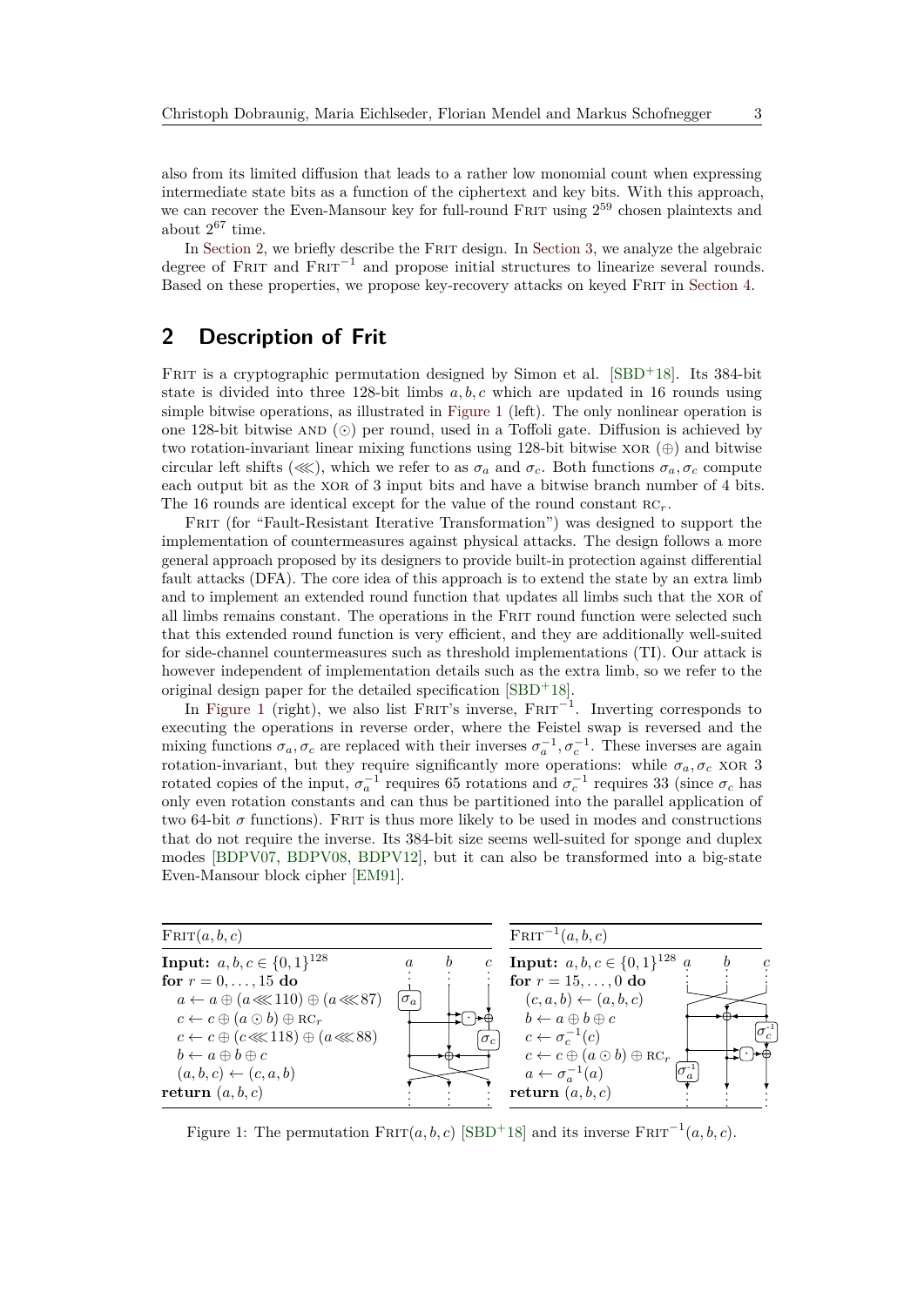also from its limited diffusion that leads to a rather low monomial count when expressing intermediate state bits as a function of the ciphertext and key bits. With this approach, we can recover the Even-Mansour key for full-round Frit using $2^{59}$ chosen plaintexts and about $2^{67}$ time.

In Section 2, we briefly describe the Frit design. In Section 3, we analyze the algebraic degree of Frit and $\text{Frit}^{-1}$ and propose initial structures to linearize several rounds. Based on these properties, we propose key-recovery attacks on keyed Frit in Section 4.

## 2 Description of Frit

Frit is a cryptographic permutation designed by Simon et al. [SBD+18]. Its 384-bit state is divided into three 128-bit limbs $a, b, c$ which are updated in 16 rounds using simple bitwise operations, as illustrated in Figure 1 (left). The only nonlinear operation is one 128-bit bitwise AND ($\odot$) per round, used in a Toffoli gate. Diffusion is achieved by two rotation-invariant linear mixing functions using 128-bit bitwise XOR ($\oplus$) and bitwise circular left shifts ($\lll$), which we refer to as $\sigma_a$ and $\sigma_c$. Both functions $\sigma_a, \sigma_c$ compute each output bit as the XOR of 3 input bits and have a bitwise branch number of 4 bits. The 16 rounds are identical except for the value of the round constant $\text{RC}_r$.

Frit (for "Fault-Resistant Iterative Transformation") was designed to support the implementation of countermeasures against physical attacks. The design follows a more general approach proposed by its designers to provide built-in protection against differential fault attacks (DFA). The core idea of this approach is to extend the state by an extra limb and to implement an extended round function that updates all limbs such that the XOR of all limbs remains constant. The operations in the Frit round function were selected such that this extended round function is very efficient, and they are additionally well-suited for side-channel countermeasures such as threshold implementations (TI). Our attack is however independent of implementation details such as the extra limb, so we refer to the original design paper for the detailed specification [SBD+18].

In Figure 1 (right), we also list Frit's inverse, $\text{Frit}^{-1}$. Inverting corresponds to executing the operations in reverse order, where the Feistel swap is reversed and the mixing functions $\sigma_a, \sigma_c$ are replaced with their inverses $\sigma_a^{-1}, \sigma_c^{-1}$. These inverses are again rotation-invariant, but they require significantly more operations: while $\sigma_a, \sigma_c$ XOR 3 rotated copies of the input, $\sigma_a^{-1}$ requires 65 rotations and $\sigma_c^{-1}$ requires 33 (since $\sigma_c$ has only even rotation constants and can thus be partitioned into the parallel application of two 64-bit $\sigma$ functions). Frit is thus more likely to be used in modes and constructions that do not require the inverse. Its 384-bit size seems well-suited for sponge and duplex modes [BDPV07, BDPV08, BDPV12], but it can also be transformed into a big-state Even-Mansour block cipher [EM91].

| $\text{Frit}(a, b, c)$ | $\text{Frit}^{-1}(a, b, c)$ |
|---|---|
| **Input:** $a, b, c \in \{0,1\}^{128}$ | **Input:** $a, b, c \in \{0,1\}^{128}$ |
| **for** $r = 0, \ldots, 15$ **do** | **for** $r = 15, \ldots, 0$ **do** |
| $a \leftarrow a \oplus (a \lll 110) \oplus (a \lll 87)$ | $(c, a, b) \leftarrow (a, b, c)$ |
| $c \leftarrow c \oplus (a \odot b) \oplus \text{RC}_r$ | $b \leftarrow a \oplus b \oplus c$ |
| $c \leftarrow c \oplus (c \lll 118) \oplus (a \lll 88)$ | $c \leftarrow \sigma_c^{-1}(c)$ |
| $b \leftarrow a \oplus b \oplus c$ | $c \leftarrow c \oplus (a \odot b) \oplus \text{RC}_r$ |
| $(a, b, c) \leftarrow (c, a, b)$ | $a \leftarrow \sigma_a^{-1}(a)$ |
| **return** $(a, b, c)$ | **return** $(a, b, c)$ |

Figure 1: The permutation $\text{Frit}(a, b, c)$ [SBD+18] and its inverse $\text{Frit}^{-1}(a, b, c)$.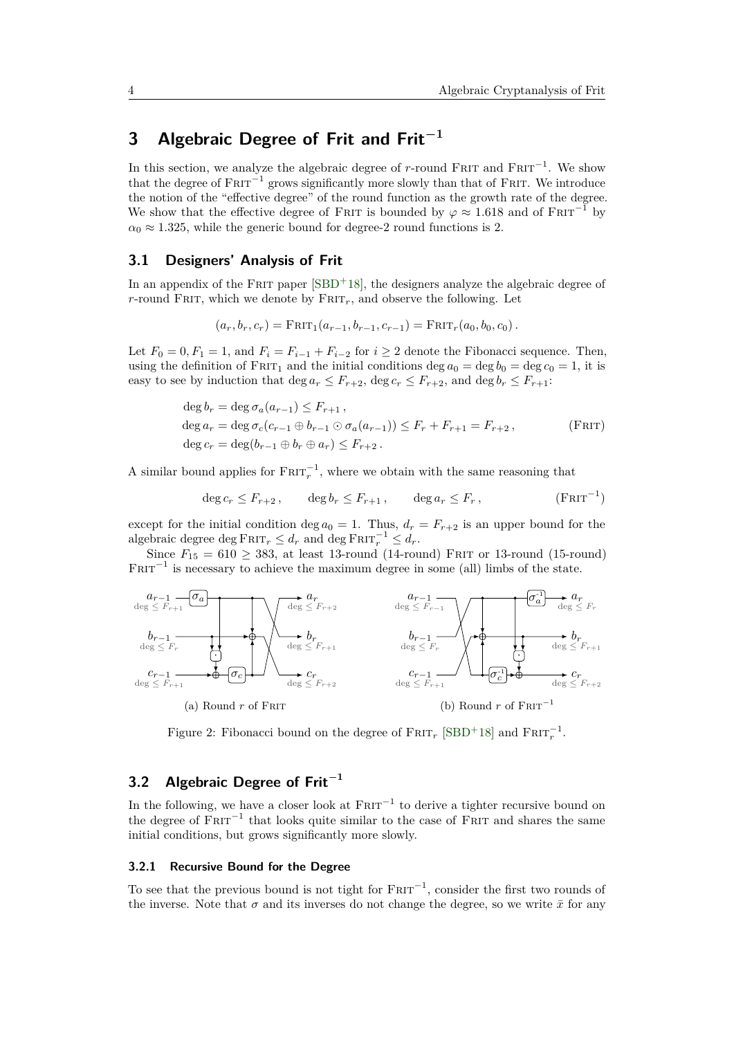## 3 Algebraic Degree of Frit and Frit$^{-1}$

In this section, we analyze the algebraic degree of $r$-round FRIT and FRIT$^{-1}$. We show that the degree of FRIT$^{-1}$ grows significantly more slowly than that of FRIT. We introduce the notion of the "effective degree" of the round function as the growth rate of the degree. We show that the effective degree of FRIT is bounded by $\varphi \approx 1.618$ and of FRIT$^{-1}$ by $\alpha_0 \approx 1.325$, while the generic bound for degree-2 round functions is 2.

### 3.1 Designers' Analysis of Frit

In an appendix of the FRIT paper [SBD+18], the designers analyze the algebraic degree of $r$-round FRIT, which we denote by FRIT$_r$, and observe the following. Let

$$(a_r, b_r, c_r) = \text{FRIT}_1(a_{r-1}, b_{r-1}, c_{r-1}) = \text{FRIT}_r(a_0, b_0, c_0)\,.$$

Let $F_0 = 0, F_1 = 1$, and $F_i = F_{i-1} + F_{i-2}$ for $i \geq 2$ denote the Fibonacci sequence. Then, using the definition of FRIT$_1$ and the initial conditions $\deg a_0 = \deg b_0 = \deg c_0 = 1$, it is easy to see by induction that $\deg a_r \leq F_{r+2}$, $\deg c_r \leq F_{r+2}$, and $\deg b_r \leq F_{r+1}$:

$$\begin{aligned}
\deg b_r &= \deg \sigma_a(a_{r-1}) \leq F_{r+1}\,,\\
\deg a_r &= \deg \sigma_c(c_{r-1} \oplus b_{r-1} \odot \sigma_a(a_{r-1})) \leq F_r + F_{r+1} = F_{r+2}\,,\\
\deg c_r &= \deg(b_{r-1} \oplus b_r \oplus a_r) \leq F_{r+2}\,.
\end{aligned} \tag{FRIT}$$

A similar bound applies for FRIT$_r^{-1}$, where we obtain with the same reasoning that

$$\deg c_r \leq F_{r+2}\,, \qquad \deg b_r \leq F_{r+1}\,, \qquad \deg a_r \leq F_r\,, \tag{FRIT$^{-1}$}$$

except for the initial condition $\deg a_0 = 1$. Thus, $d_r = F_{r+2}$ is an upper bound for the algebraic degree $\deg \text{FRIT}_r \leq d_r$ and $\deg \text{FRIT}_r^{-1} \leq d_r$.

Since $F_{15} = 610 \geq 383$, at least 13-round (14-round) FRIT or 13-round (15-round) FRIT$^{-1}$ is necessary to achieve the maximum degree in some (all) limbs of the state.

(a) Round $r$ of FRIT

(b) Round $r$ of FRIT$^{-1}$

Figure 2: Fibonacci bound on the degree of FRIT$_r$ [SBD+18] and FRIT$_r^{-1}$.

### 3.2 Algebraic Degree of Frit$^{-1}$

In the following, we have a closer look at FRIT$^{-1}$ to derive a tighter recursive bound on the degree of FRIT$^{-1}$ that looks quite similar to the case of FRIT and shares the same initial conditions, but grows significantly more slowly.

#### 3.2.1 Recursive Bound for the Degree

To see that the previous bound is not tight for FRIT$^{-1}$, consider the first two rounds of the inverse. Note that $\sigma$ and its inverses do not change the degree, so we write $\bar{x}$ for any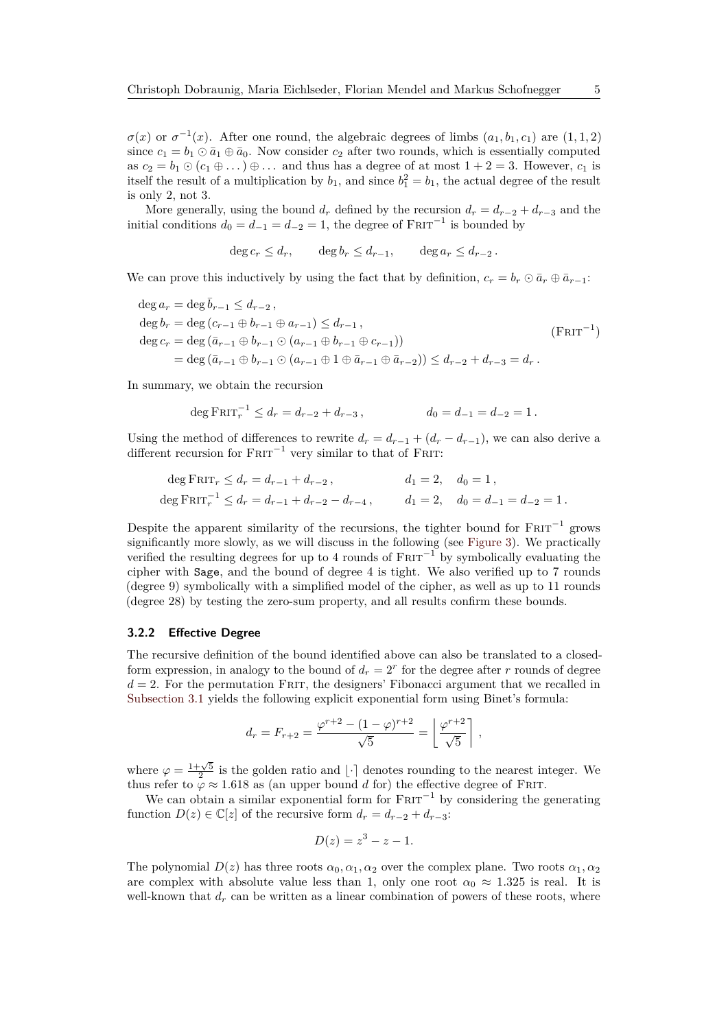$\sigma(x)$ or $\sigma^{-1}(x)$. After one round, the algebraic degrees of limbs $(a_1, b_1, c_1)$ are $(1, 1, 2)$ since $c_1 = b_1 \odot \bar{a}_1 \oplus \bar{a}_0$. Now consider $c_2$ after two rounds, which is essentially computed as $c_2 = b_1 \odot (c_1 \oplus \dots) \oplus \dots$ and thus has a degree of at most $1 + 2 = 3$. However, $c_1$ is itself the result of a multiplication by $b_1$, and since $b_1^2 = b_1$, the actual degree of the result is only 2, not 3.

More generally, using the bound $d_r$ defined by the recursion $d_r = d_{r-2} + d_{r-3}$ and the initial conditions $d_0 = d_{-1} = d_{-2} = 1$, the degree of $\textsc{Frit}^{-1}$ is bounded by

$$\deg c_r \le d_r, \qquad \deg b_r \le d_{r-1}, \qquad \deg a_r \le d_{r-2}\,.$$

We can prove this inductively by using the fact that by definition, $c_r = b_r \odot \bar{a}_r \oplus \bar{a}_{r-1}$:

$$\begin{aligned}
\deg a_r &= \deg \bar{b}_{r-1} \le d_{r-2}\,, \\
\deg b_r &= \deg \left(c_{r-1} \oplus b_{r-1} \oplus a_{r-1}\right) \le d_{r-1}\,, \\
\deg c_r &= \deg \left(\bar{a}_{r-1} \oplus b_{r-1} \odot (a_{r-1} \oplus b_{r-1} \oplus c_{r-1})\right) \\
&= \deg \left(\bar{a}_{r-1} \oplus b_{r-1} \odot (a_{r-1} \oplus 1 \oplus \bar{a}_{r-1} \oplus \bar{a}_{r-2})\right) \le d_{r-2} + d_{r-3} = d_r\,.
\end{aligned} \tag{$\textsc{Frit}^{-1}$}$$

In summary, we obtain the recursion

$$\deg \textsc{Frit}_r^{-1} \le d_r = d_{r-2} + d_{r-3}\,, \qquad\qquad d_0 = d_{-1} = d_{-2} = 1\,.$$

Using the method of differences to rewrite $d_r = d_{r-1} + (d_r - d_{r-1})$, we can also derive a different recursion for $\textsc{Frit}^{-1}$ very similar to that of $\textsc{Frit}$:

$$\begin{aligned}
\deg \textsc{Frit}_r &\le d_r = d_{r-1} + d_{r-2}\,, & d_1 &= 2, \quad d_0 = 1\,, \\
\deg \textsc{Frit}_r^{-1} &\le d_r = d_{r-1} + d_{r-2} - d_{r-4}\,, & d_1 &= 2, \quad d_0 = d_{-1} = d_{-2} = 1\,.
\end{aligned}$$

Despite the apparent similarity of the recursions, the tighter bound for $\textsc{Frit}^{-1}$ grows significantly more slowly, as we will discuss in the following (see Figure 3). We practically verified the resulting degrees for up to 4 rounds of $\textsc{Frit}^{-1}$ by symbolically evaluating the cipher with `Sage`, and the bound of degree 4 is tight. We also verified up to 7 rounds (degree 9) symbolically with a simplified model of the cipher, as well as up to 11 rounds (degree 28) by testing the zero-sum property, and all results confirm these bounds.

### 3.2.2 Effective Degree

The recursive definition of the bound identified above can also be translated to a closed-form expression, in analogy to the bound of $d_r = 2^r$ for the degree after $r$ rounds of degree $d = 2$. For the permutation $\textsc{Frit}$, the designers' Fibonacci argument that we recalled in Subsection 3.1 yields the following explicit exponential form using Binet's formula:

$$d_r = F_{r+2} = \frac{\varphi^{r+2} - (1-\varphi)^{r+2}}{\sqrt{5}} = \left\lfloor \frac{\varphi^{r+2}}{\sqrt{5}} \right\rceil\,,$$

where $\varphi = \frac{1+\sqrt{5}}{2}$ is the golden ratio and $\lfloor\cdot\rceil$ denotes rounding to the nearest integer. We thus refer to $\varphi \approx 1.618$ as (an upper bound $d$ for) the effective degree of $\textsc{Frit}$.

We can obtain a similar exponential form for $\textsc{Frit}^{-1}$ by considering the generating function $D(z) \in \mathbb{C}[z]$ of the recursive form $d_r = d_{r-2} + d_{r-3}$:

$$D(z) = z^3 - z - 1.$$

The polynomial $D(z)$ has three roots $\alpha_0, \alpha_1, \alpha_2$ over the complex plane. Two roots $\alpha_1, \alpha_2$ are complex with absolute value less than 1, only one root $\alpha_0 \approx 1.325$ is real. It is well-known that $d_r$ can be written as a linear combination of powers of these roots, where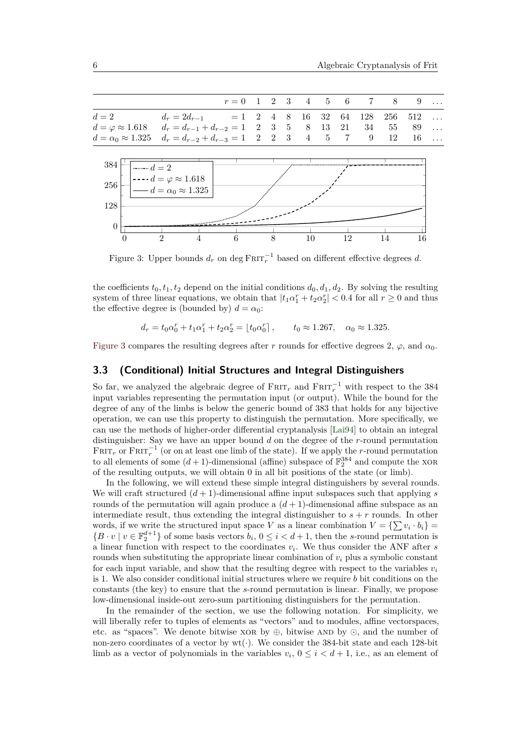| | | $r=0$ | 1 | 2 | 3 | 4 | 5 | 6 | 7 | 8 | 9 | … |
|---|---|---|---|---|---|---|---|---|---|---|---|---|
| $d=2$ | $d_r = 2d_{r-1}$ | $=1$ | 2 | 4 | 8 | 16 | 32 | 64 | 128 | 256 | 512 | … |
| $d=\varphi \approx 1.618$ | $d_r = d_{r-1} + d_{r-2}$ | $=1$ | 2 | 3 | 5 | 8 | 13 | 21 | 34 | 55 | 89 | … |
| $d=\alpha_0 \approx 1.325$ | $d_r = d_{r-2} + d_{r-3}$ | $=1$ | 2 | 2 | 3 | 4 | 5 | 7 | 9 | 12 | 16 | … |

Figure 3: Upper bounds $d_r$ on $\deg \text{FRIT}_r^{-1}$ based on different effective degrees $d$.

the coefficients $t_0, t_1, t_2$ depend on the initial conditions $d_0, d_1, d_2$. By solving the resulting system of three linear equations, we obtain that $|t_1\alpha_1^r + t_2\alpha_2^r| < 0.4$ for all $r \geq 0$ and thus the effective degree is (bounded by) $d = \alpha_0$:

$$d_r = t_0\alpha_0^r + t_1\alpha_1^r + t_2\alpha_2^r = \lfloor t_0\alpha_0^r \rceil, \qquad t_0 \approx 1.267, \quad \alpha_0 \approx 1.325.$$

Figure 3 compares the resulting degrees after $r$ rounds for effective degrees 2, $\varphi$, and $\alpha_0$.

### 3.3 (Conditional) Initial Structures and Integral Distinguishers

So far, we analyzed the algebraic degree of $\text{FRIT}_r$ and $\text{FRIT}_r^{-1}$ with respect to the 384 input variables representing the permutation input (or output). While the bound for the degree of any of the limbs is below the generic bound of 383 that holds for any bijective operation, we can use this property to distinguish the permutation. More specifically, we can use the methods of higher-order differential cryptanalysis [Lai94] to obtain an integral distinguisher: Say we have an upper bound $d$ on the degree of the $r$-round permutation $\text{FRIT}_r$ or $\text{FRIT}_r^{-1}$ (or on at least one limb of the state). If we apply the $r$-round permutation to all elements of some $(d+1)$-dimensional (affine) subspace of $\mathbb{F}_2^{384}$ and compute the XOR of the resulting outputs, we will obtain 0 in all bit positions of the state (or limb).

In the following, we will extend these simple integral distinguishers by several rounds. We will craft structured $(d+1)$-dimensional affine input subspaces such that applying $s$ rounds of the permutation will again produce a $(d+1)$-dimensional affine subspace as an intermediate result, thus extending the integral distinguisher to $s+r$ rounds. In other words, if we write the structured input space $V$ as a linear combination $V = \{\sum v_i \cdot b_i\} = \{B \cdot v \mid v \in \mathbb{F}_2^{d+1}\}$ of some basis vectors $b_i$, $0 \leq i < d+1$, then the $s$-round permutation is a linear function with respect to the coordinates $v_i$. We thus consider the ANF after $s$ rounds when substituting the appropriate linear combination of $v_i$ plus a symbolic constant for each input variable, and show that the resulting degree with respect to the variables $v_i$ is 1. We also consider conditional initial structures where we require $b$ bit conditions on the constants (the key) to ensure that the $s$-round permutation is linear. Finally, we propose low-dimensional inside-out zero-sum partitioning distinguishers for the permutation.

In the remainder of the section, we use the following notation. For simplicity, we will liberally refer to tuples of elements as "vectors" and to modules, affine vectorspaces, etc. as "spaces". We denote bitwise XOR by $\oplus$, bitwise AND by $\odot$, and the number of non-zero coordinates of a vector by $\text{wt}(\cdot)$. We consider the 384-bit state and each 128-bit limb as a vector of polynomials in the variables $v_i$, $0 \leq i < d+1$, i.e., as an element of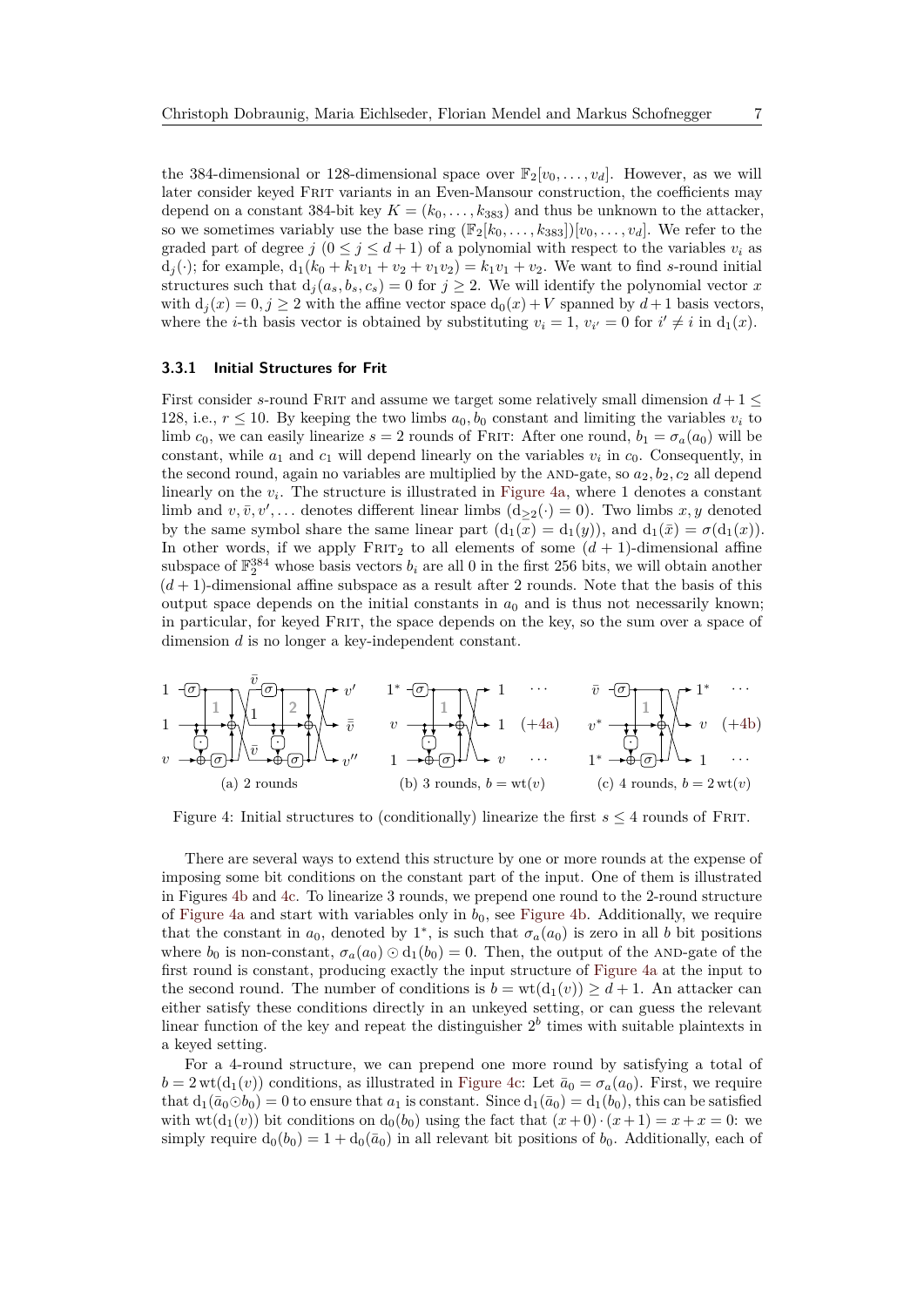the 384-dimensional or 128-dimensional space over $\mathbb{F}_2[v_0, \ldots, v_d]$. However, as we will later consider keyed Frit variants in an Even-Mansour construction, the coefficients may depend on a constant 384-bit key $K = (k_0, \ldots, k_{383})$ and thus be unknown to the attacker, so we sometimes variably use the base ring $(\mathbb{F}_2[k_0, \ldots, k_{383}])[v_0, \ldots, v_d]$. We refer to the graded part of degree $j$ $(0 \le j \le d+1)$ of a polynomial with respect to the variables $v_i$ as $\mathrm{d}_j(\cdot)$; for example, $\mathrm{d}_1(k_0 + k_1 v_1 + v_2 + v_1 v_2) = k_1 v_1 + v_2$. We want to find $s$-round initial structures such that $\mathrm{d}_j(a_s, b_s, c_s) = 0$ for $j \ge 2$. We will identify the polynomial vector $x$ with $\mathrm{d}_j(x) = 0, j \ge 2$ with the affine vector space $\mathrm{d}_0(x) + V$ spanned by $d+1$ basis vectors, where the $i$-th basis vector is obtained by substituting $v_i = 1$, $v_{i'} = 0$ for $i' \ne i$ in $\mathrm{d}_1(x)$.

### 3.3.1 Initial Structures for Frit

First consider $s$-round Frit and assume we target some relatively small dimension $d + 1 \le 128$, i.e., $r \le 10$. By keeping the two limbs $a_0, b_0$ constant and limiting the variables $v_i$ to limb $c_0$, we can easily linearize $s = 2$ rounds of Frit: After one round, $b_1 = \sigma_a(a_0)$ will be constant, while $a_1$ and $c_1$ will depend linearly on the variables $v_i$ in $c_0$. Consequently, in the second round, again no variables are multiplied by the and-gate, so $a_2, b_2, c_2$ all depend linearly on the $v_i$. The structure is illustrated in Figure 4a, where 1 denotes a constant limb and $v, \bar{v}, v', \ldots$ denotes different linear limbs ($\mathrm{d}_{\ge 2}(\cdot) = 0$). Two limbs $x, y$ denoted by the same symbol share the same linear part ($\mathrm{d}_1(x) = \mathrm{d}_1(y)$), and $\mathrm{d}_1(\bar{x}) = \sigma(\mathrm{d}_1(x))$. In other words, if we apply $\text{Frit}_2$ to all elements of some $(d+1)$-dimensional affine subspace of $\mathbb{F}_2^{384}$ whose basis vectors $b_i$ are all 0 in the first 256 bits, we will obtain another $(d+1)$-dimensional affine subspace as a result after 2 rounds. Note that the basis of this output space depends on the initial constants in $a_0$ and is thus not necessarily known; in particular, for keyed Frit, the space depends on the key, so the sum over a space of dimension $d$ is no longer a key-independent constant.

(a) 2 rounds (b) 3 rounds, $b = \mathrm{wt}(v)$ (c) 4 rounds, $b = 2\,\mathrm{wt}(v)$

Figure 4: Initial structures to (conditionally) linearize the first $s \le 4$ rounds of Frit.

There are several ways to extend this structure by one or more rounds at the expense of imposing some bit conditions on the constant part of the input. One of them is illustrated in Figures 4b and 4c. To linearize 3 rounds, we prepend one round to the 2-round structure of Figure 4a and start with variables only in $b_0$, see Figure 4b. Additionally, we require that the constant in $a_0$, denoted by $1^*$, is such that $\sigma_a(a_0)$ is zero in all $b$ bit positions where $b_0$ is non-constant, $\sigma_a(a_0) \odot \mathrm{d}_1(b_0) = 0$. Then, the output of the and-gate of the first round is constant, producing exactly the input structure of Figure 4a at the input to the second round. The number of conditions is $b = \mathrm{wt}(\mathrm{d}_1(v)) \ge d + 1$. An attacker can either satisfy these conditions directly in an unkeyed setting, or can guess the relevant linear function of the key and repeat the distinguisher $2^b$ times with suitable plaintexts in a keyed setting.

For a 4-round structure, we can prepend one more round by satisfying a total of $b = 2\,\mathrm{wt}(\mathrm{d}_1(v))$ conditions, as illustrated in Figure 4c: Let $\bar{a}_0 = \sigma_a(a_0)$. First, we require that $\mathrm{d}_1(\bar{a}_0 \odot b_0) = 0$ to ensure that $a_1$ is constant. Since $\mathrm{d}_1(\bar{a}_0) = \mathrm{d}_1(b_0)$, this can be satisfied with $\mathrm{wt}(\mathrm{d}_1(v))$ bit conditions on $\mathrm{d}_0(b_0)$ using the fact that $(x+0)\cdot(x+1) = x + x = 0$: we simply require $\mathrm{d}_0(b_0) = 1 + \mathrm{d}_0(\bar{a}_0)$ in all relevant bit positions of $b_0$. Additionally, each of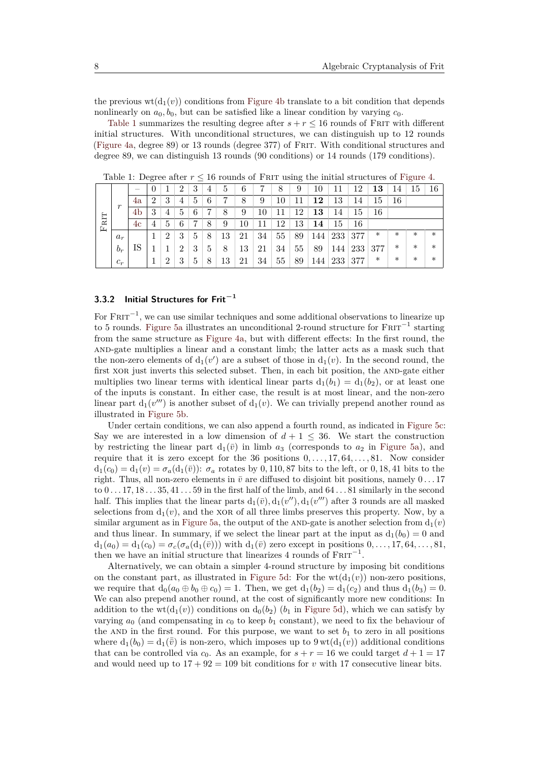the previous $\mathrm{wt}(\mathrm{d}_1(v))$ conditions from Figure 4b translate to a bit condition that depends nonlinearly on $a_0, b_0$, but can be satisfied like a linear condition by varying $c_0$.

Table 1 summarizes the resulting degree after $s + r \leq 16$ rounds of Frit with different initial structures. With unconditional structures, we can distinguish up to 12 rounds (Figure 4a, degree 89) or 13 rounds (degree 377) of Frit. With conditional structures and degree 89, we can distinguish 13 rounds (90 conditions) or 14 rounds (179 conditions).

Table 1: Degree after $r \leq 16$ rounds of Frit using the initial structures of Figure 4.

| | | | – | 0 | 1 | 2 | 3 | 4 | 5 | 6 | 7 | 8 | 9 | 10 | 11 | 12 | **13** | 14 | 15 | 16 |
|---|---|---|---|---|---|---|---|---|---|---|---|---|---|---|---|---|---|---|---|---|
| Frit | $r$ | 4a | 2 | 3 | 4 | 5 | 6 | 7 | 8 | 9 | 10 | 11 | **12** | 13 | 14 | 15 | 16 | | |
| | | 4b | 3 | 4 | 5 | 6 | 7 | 8 | 9 | 10 | 11 | 12 | **13** | 14 | 15 | 16 | | | |
| | | 4c | 4 | 5 | 6 | 7 | 8 | 9 | 10 | 11 | 12 | 13 | **14** | 15 | 16 | | | | |
| | $a_r$ | IS | | 1 | 2 | 3 | 5 | 8 | 13 | 21 | 34 | 55 | 89 | 144 | 233 | 377 | * | * | * | * |
| | $b_r$ | | | 1 | 1 | 2 | 3 | 5 | 8 | 13 | 21 | 34 | 55 | 89 | 144 | 233 | 377 | * | * | * |
| | $c_r$ | | | 1 | 2 | 3 | 5 | 8 | 13 | 21 | 34 | 55 | 89 | 144 | 233 | 377 | * | * | * | * |

### 3.3.2 Initial Structures for Frit$^{-1}$

For Frit$^{-1}$, we can use similar techniques and some additional observations to linearize up to 5 rounds. Figure 5a illustrates an unconditional 2-round structure for Frit$^{-1}$ starting from the same structure as Figure 4a, but with different effects: In the first round, the and-gate multiplies a linear and a constant limb; the latter acts as a mask such that the non-zero elements of $\mathrm{d}_1(v')$ are a subset of those in $\mathrm{d}_1(v)$. In the second round, the first xor just inverts this selected subset. Then, in each bit position, the and-gate either multiplies two linear terms with identical linear parts $\mathrm{d}_1(b_1) = \mathrm{d}_1(b_2)$, or at least one of the inputs is constant. In either case, the result is at most linear, and the non-zero linear part $\mathrm{d}_1(v''')$ is another subset of $\mathrm{d}_1(v)$. We can trivially prepend another round as illustrated in Figure 5b.

Under certain conditions, we can also append a fourth round, as indicated in Figure 5c: Say we are interested in a low dimension of $d + 1 \leq 36$. We start the construction by restricting the linear part $\mathrm{d}_1(\bar{v})$ in limb $a_3$ (corresponds to $a_2$ in Figure 5a), and require that it is zero except for the 36 positions $0, \ldots, 17, 64, \ldots, 81$. Now consider $\mathrm{d}_1(c_0) = \mathrm{d}_1(v) = \sigma_a(\mathrm{d}_1(\bar{v}))$: $\sigma_a$ rotates by $0, 110, 87$ bits to the left, or $0, 18, 41$ bits to the right. Thus, all non-zero elements in $\bar{v}$ are diffused to disjoint bit positions, namely $0 \ldots 17$ to $0 \ldots 17, 18 \ldots 35, 41 \ldots 59$ in the first half of the limb, and $64 \ldots 81$ similarly in the second half. This implies that the linear parts $\mathrm{d}_1(\bar{v}), \mathrm{d}_1(v''), \mathrm{d}_1(v''')$ after 3 rounds are all masked selections from $\mathrm{d}_1(v)$, and the xor of all three limbs preserves this property. Now, by a similar argument as in Figure 5a, the output of the and-gate is another selection from $\mathrm{d}_1(v)$ and thus linear. In summary, if we select the linear part at the input as $\mathrm{d}_1(b_0) = 0$ and $\mathrm{d}_1(a_0) = \mathrm{d}_1(c_0) = \sigma_c(\sigma_a(\mathrm{d}_1(\bar{v})))$ with $\mathrm{d}_1(\bar{v})$ zero except in positions $0, \ldots, 17, 64, \ldots, 81$, then we have an initial structure that linearizes 4 rounds of Frit$^{-1}$.

Alternatively, we can obtain a simpler 4-round structure by imposing bit conditions on the constant part, as illustrated in Figure 5d: For the $\mathrm{wt}(\mathrm{d}_1(v))$ non-zero positions, we require that $\mathrm{d}_0(a_0 \oplus b_0 \oplus c_0) = 1$. Then, we get $\mathrm{d}_1(b_2) = \mathrm{d}_1(c_2)$ and thus $\mathrm{d}_1(b_3) = 0$. We can also prepend another round, at the cost of significantly more new conditions: In addition to the $\mathrm{wt}(\mathrm{d}_1(v))$ conditions on $\mathrm{d}_0(b_2)$ ($b_1$ in Figure 5d), which we can satisfy by varying $a_0$ (and compensating in $c_0$ to keep $b_1$ constant), we need to fix the behaviour of the and in the first round. For this purpose, we want to set $b_1$ to zero in all positions where $\mathrm{d}_1(b_0) = \mathrm{d}_1(\bar{v})$ is non-zero, which imposes up to $9\,\mathrm{wt}(\mathrm{d}_1(v))$ additional conditions that can be controlled via $c_0$. As an example, for $s + r = 16$ we could target $d + 1 = 17$ and would need up to $17 + 92 = 109$ bit conditions for $v$ with 17 consecutive linear bits.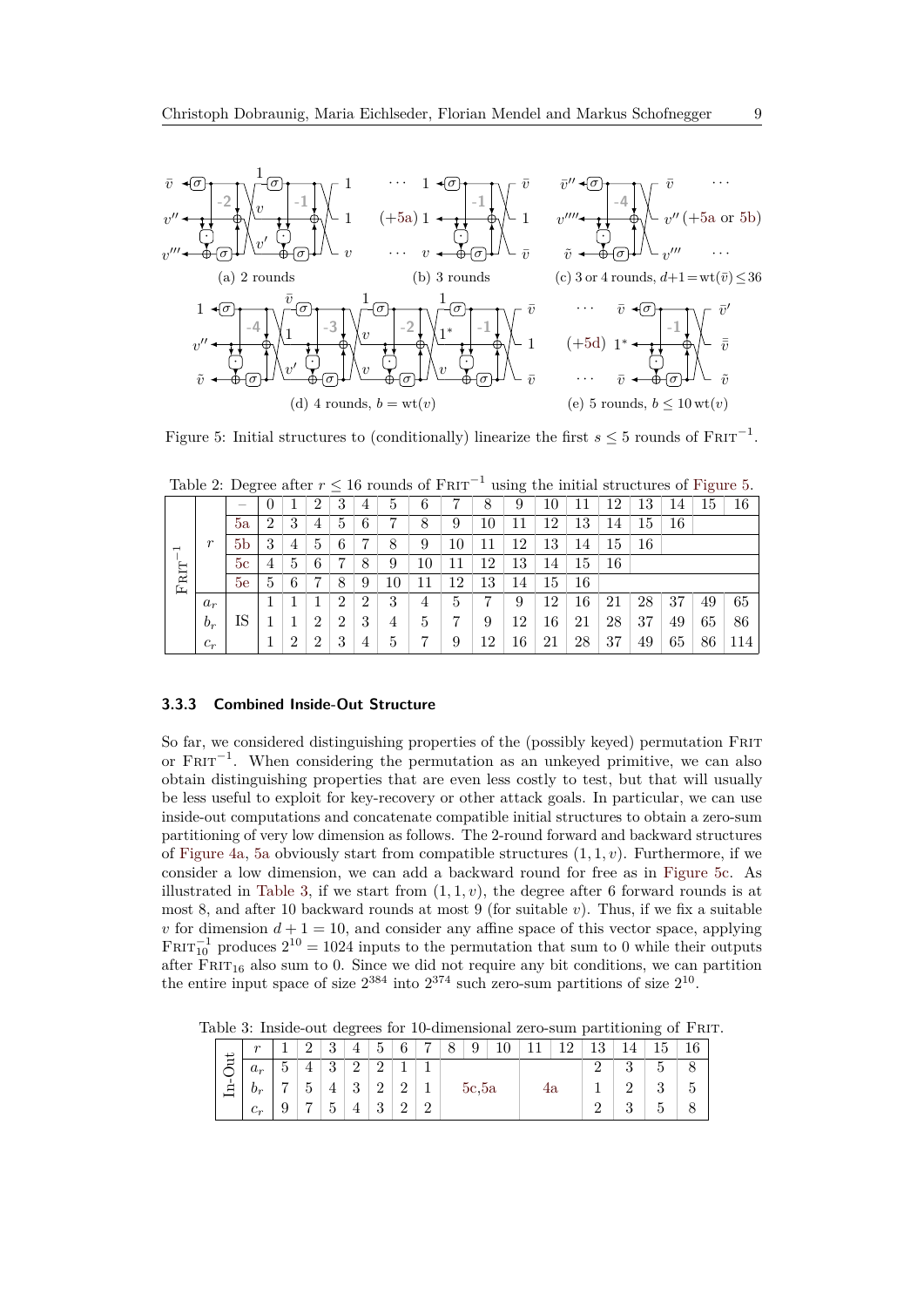(a) 2 rounds

(b) 3 rounds

(c) 3 or 4 rounds, $d+1 = \mathrm{wt}(\bar{v}) \leq 36$

(d) 4 rounds, $b = \mathrm{wt}(v)$

(e) 5 rounds, $b \leq 10\,\mathrm{wt}(v)$

Figure 5: Initial structures to (conditionally) linearize the first $s \leq 5$ rounds of $\textsc{Frit}^{-1}$.

Table 2: Degree after $r \leq 16$ rounds of $\textsc{Frit}^{-1}$ using the initial structures of Figure 5.

| | | | 0 | 1 | 2 | 3 | 4 | 5 | 6 | 7 | 8 | 9 | 10 | 11 | 12 | 13 | 14 | 15 | 16 |
|---|---|---|---|---|---|---|---|---|---|---|---|---|---|---|---|---|---|---|---|
| $\textsc{Frit}^{-1}$ | $r$ | 5a | 2 | 3 | 4 | 5 | 6 | 7 | 8 | 9 | 10 | 11 | 12 | 13 | 14 | 15 | 16 | | |
| | | 5b | 3 | 4 | 5 | 6 | 7 | 8 | 9 | 10 | 11 | 12 | 13 | 14 | 15 | 16 | | | |
| | | 5c | 4 | 5 | 6 | 7 | 8 | 9 | 10 | 11 | 12 | 13 | 14 | 15 | 16 | | | | |
| | | 5e | 5 | 6 | 7 | 8 | 9 | 10 | 11 | 12 | 13 | 14 | 15 | 16 | | | | | |
| | $a_r$ | IS | | 1 | 1 | 1 | 2 | 2 | 3 | 4 | 5 | 7 | 9 | 12 | 16 | 21 | 28 | 37 | 49 | 65 |
| | $b_r$ | | | 1 | 1 | 2 | 2 | 3 | 4 | 5 | 7 | 9 | 12 | 16 | 21 | 28 | 37 | 49 | 65 | 86 |
| | $c_r$ | | | 1 | 2 | 2 | 3 | 4 | 5 | 7 | 9 | 12 | 16 | 21 | 28 | 37 | 49 | 65 | 86 | 114 |

### 3.3.3 Combined Inside-Out Structure

So far, we considered distinguishing properties of the (possibly keyed) permutation $\textsc{Frit}$ or $\textsc{Frit}^{-1}$. When considering the permutation as an unkeyed primitive, we can also obtain distinguishing properties that are even less costly to test, but that will usually be less useful to exploit for key-recovery or other attack goals. In particular, we can use inside-out computations and concatenate compatible initial structures to obtain a zero-sum partitioning of very low dimension as follows. The 2-round forward and backward structures of Figure 4a, 5a obviously start from compatible structures $(1, 1, v)$. Furthermore, if we consider a low dimension, we can add a backward round for free as in Figure 5c. As illustrated in Table 3, if we start from $(1, 1, v)$, the degree after 6 forward rounds is at most 8, and after 10 backward rounds at most 9 (for suitable $v$). Thus, if we fix a suitable $v$ for dimension $d+1 = 10$, and consider any affine space of this vector space, applying $\textsc{Frit}_{10}^{-1}$ produces $2^{10} = 1024$ inputs to the permutation that sum to 0 while their outputs after $\textsc{Frit}_{16}$ also sum to 0. Since we did not require any bit conditions, we can partition the entire input space of size $2^{384}$ into $2^{374}$ such zero-sum partitions of size $2^{10}$.

Table 3: Inside-out degrees for 10-dimensional zero-sum partitioning of $\textsc{Frit}$.

| | $r$ | 1 | 2 | 3 | 4 | 5 | 6 | 7 | 8 | 9 | 10 | 11 | 12 | 13 | 14 | 15 | 16 |
|---|---|---|---|---|---|---|---|---|---|---|---|---|---|---|---|---|---|
| In-Out | $a_r$ | 5 | 4 | 3 | 2 | 2 | 1 | 1 | | | | | | 2 | 3 | 5 | 8 |
| | $b_r$ | 7 | 5 | 4 | 3 | 2 | 2 | 1 | | 5c,5a | | 4a | | 1 | 2 | 3 | 5 |
| | $c_r$ | 9 | 7 | 5 | 4 | 3 | 2 | 2 | | | | | | 2 | 3 | 5 | 8 |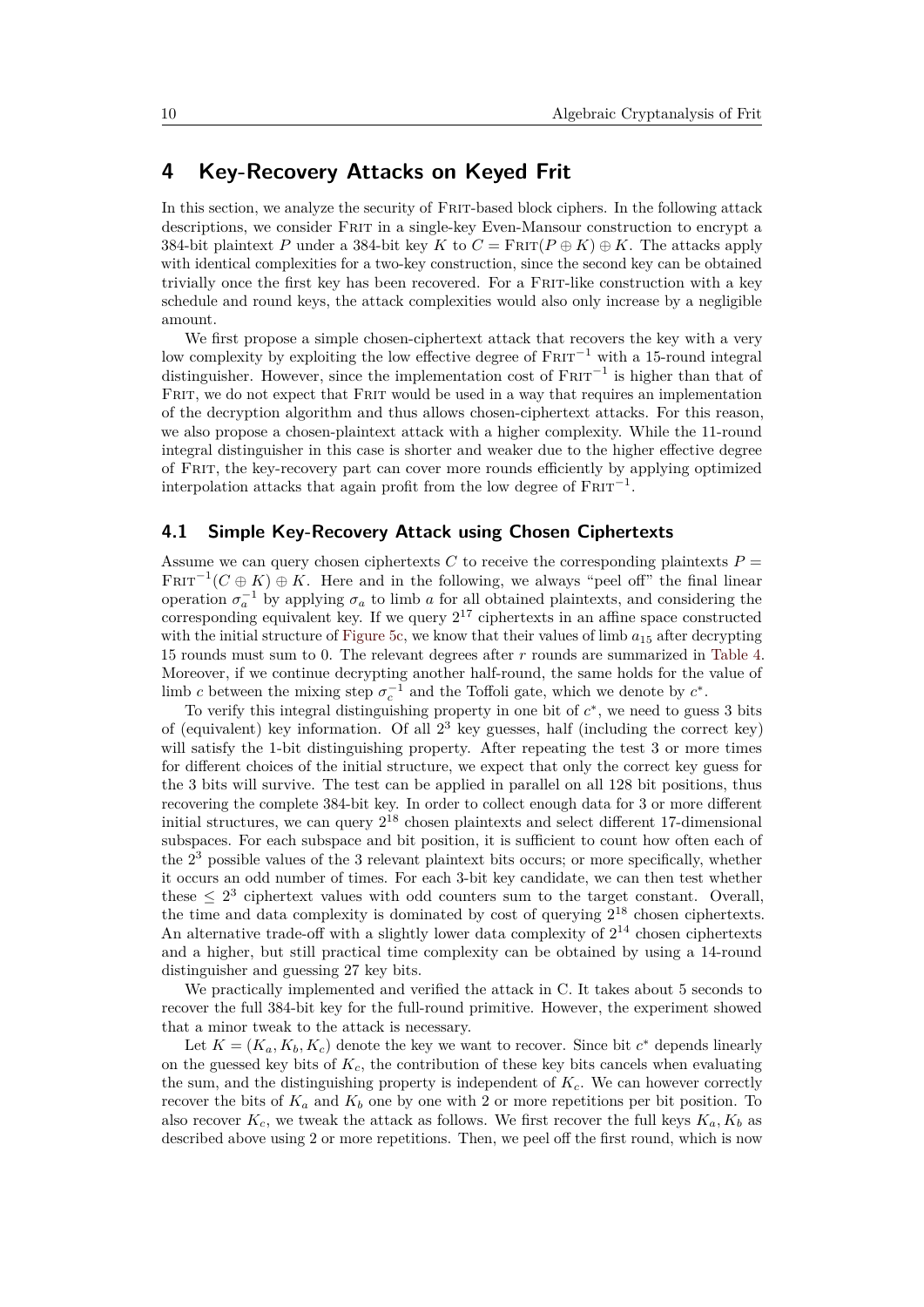## 4 Key-Recovery Attacks on Keyed Frit

In this section, we analyze the security of FRIT-based block ciphers. In the following attack descriptions, we consider FRIT in a single-key Even-Mansour construction to encrypt a 384-bit plaintext $P$ under a 384-bit key $K$ to $C = \text{FRIT}(P \oplus K) \oplus K$. The attacks apply with identical complexities for a two-key construction, since the second key can be obtained trivially once the first key has been recovered. For a FRIT-like construction with a key schedule and round keys, the attack complexities would also only increase by a negligible amount.

We first propose a simple chosen-ciphertext attack that recovers the key with a very low complexity by exploiting the low effective degree of $\text{FRIT}^{-1}$ with a 15-round integral distinguisher. However, since the implementation cost of $\text{FRIT}^{-1}$ is higher than that of FRIT, we do not expect that FRIT would be used in a way that requires an implementation of the decryption algorithm and thus allows chosen-ciphertext attacks. For this reason, we also propose a chosen-plaintext attack with a higher complexity. While the 11-round integral distinguisher in this case is shorter and weaker due to the higher effective degree of FRIT, the key-recovery part can cover more rounds efficiently by applying optimized interpolation attacks that again profit from the low degree of $\text{FRIT}^{-1}$.

### 4.1 Simple Key-Recovery Attack using Chosen Ciphertexts

Assume we can query chosen ciphertexts $C$ to receive the corresponding plaintexts $P = \text{FRIT}^{-1}(C \oplus K) \oplus K$. Here and in the following, we always "peel off" the final linear operation $\sigma_a^{-1}$ by applying $\sigma_a$ to limb $a$ for all obtained plaintexts, and considering the corresponding equivalent key. If we query $2^{17}$ ciphertexts in an affine space constructed with the initial structure of Figure 5c, we know that their values of limb $a_{15}$ after decrypting 15 rounds must sum to 0. The relevant degrees after $r$ rounds are summarized in Table 4. Moreover, if we continue decrypting another half-round, the same holds for the value of limb $c$ between the mixing step $\sigma_c^{-1}$ and the Toffoli gate, which we denote by $c^*$.

To verify this integral distinguishing property in one bit of $c^*$, we need to guess 3 bits of (equivalent) key information. Of all $2^3$ key guesses, half (including the correct key) will satisfy the 1-bit distinguishing property. After repeating the test 3 or more times for different choices of the initial structure, we expect that only the correct key guess for the 3 bits will survive. The test can be applied in parallel on all 128 bit positions, thus recovering the complete 384-bit key. In order to collect enough data for 3 or more different initial structures, we can query $2^{18}$ chosen plaintexts and select different 17-dimensional subspaces. For each subspace and bit position, it is sufficient to count how often each of the $2^3$ possible values of the 3 relevant plaintext bits occurs; or more specifically, whether it occurs an odd number of times. For each 3-bit key candidate, we can then test whether these $\leq 2^3$ ciphertext values with odd counters sum to the target constant. Overall, the time and data complexity is dominated by cost of querying $2^{18}$ chosen ciphertexts. An alternative trade-off with a slightly lower data complexity of $2^{14}$ chosen ciphertexts and a higher, but still practical time complexity can be obtained by using a 14-round distinguisher and guessing 27 key bits.

We practically implemented and verified the attack in C. It takes about 5 seconds to recover the full 384-bit key for the full-round primitive. However, the experiment showed that a minor tweak to the attack is necessary.

Let $K = (K_a, K_b, K_c)$ denote the key we want to recover. Since bit $c^*$ depends linearly on the guessed key bits of $K_c$, the contribution of these key bits cancels when evaluating the sum, and the distinguishing property is independent of $K_c$. We can however correctly recover the bits of $K_a$ and $K_b$ one by one with 2 or more repetitions per bit position. To also recover $K_c$, we tweak the attack as follows. We first recover the full keys $K_a, K_b$ as described above using 2 or more repetitions. Then, we peel off the first round, which is now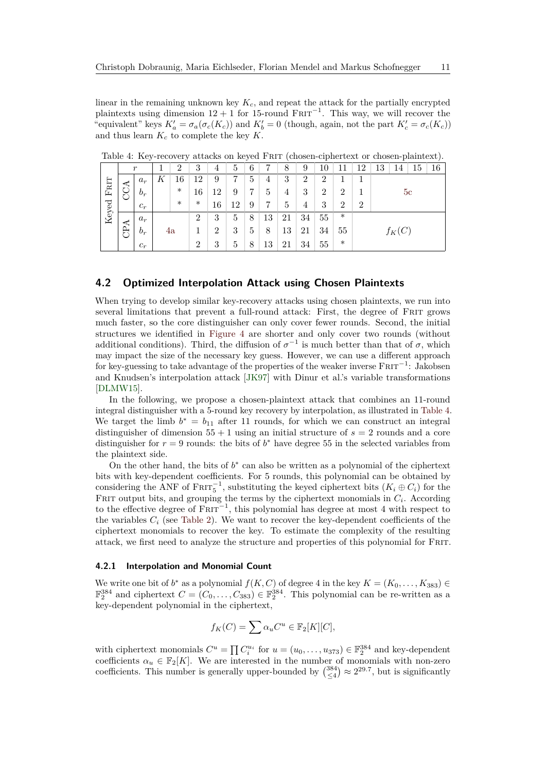linear in the remaining unknown key $K_c$, and repeat the attack for the partially encrypted plaintexts using dimension $12+1$ for 15-round $\textsc{Frit}^{-1}$. This way, we will recover the "equivalent" keys $K'_a = \sigma_a(\sigma_c(K_c))$ and $K'_b = 0$ (though, again, not the part $K'_c = \sigma_c(K_c)$) and thus learn $K_c$ to complete the key $K$.

Table 4: Key-recovery attacks on keyed Frit (chosen-ciphertext or chosen-plaintext).

| | | $r$ | 1 | 2 | 3 | 4 | 5 | 6 | 7 | 8 | 9 | 10 | 11 | 12 | 13 | 14 | 15 | 16 |
|---|---|---|---|---|---|---|---|---|---|---|---|---|---|---|---|---|---|---|
| Keyed Frit | CCA | $a_r$ | $K$ | 16 | 12 | 9 | 7 | 5 | 4 | 3 | 2 | 2 | 1 | 1 | 5c | | | |
| | | $b_r$ | | * | 16 | 12 | 9 | 7 | 5 | 4 | 3 | 2 | 2 | 1 | | | | |
| | | $c_r$ | | * | * | 16 | 12 | 9 | 7 | 5 | 4 | 3 | 2 | 2 | | | | |
| | CPA | $a_r$ | 4a | | 2 | 3 | 5 | 8 | 13 | 21 | 34 | 55 | * | $f_K(C)$ | | | | |
| | | $b_r$ | | | 1 | 2 | 3 | 5 | 8 | 13 | 21 | 34 | 55 | | | | | |
| | | $c_r$ | | | 2 | 3 | 5 | 8 | 13 | 21 | 34 | 55 | * | | | | | |

## 4.2 Optimized Interpolation Attack using Chosen Plaintexts

When trying to develop similar key-recovery attacks using chosen plaintexts, we run into several limitations that prevent a full-round attack: First, the degree of Frit grows much faster, so the core distinguisher can only cover fewer rounds. Second, the initial structures we identified in Figure 4 are shorter and only cover two rounds (without additional conditions). Third, the diffusion of $\sigma^{-1}$ is much better than that of $\sigma$, which may impact the size of the necessary key guess. However, we can use a different approach for key-guessing to take advantage of the properties of the weaker inverse $\textsc{Frit}^{-1}$: Jakobsen and Knudsen's interpolation attack [JK97] with Dinur et al.'s variable transformations [DLMW15].

In the following, we propose a chosen-plaintext attack that combines an 11-round integral distinguisher with a 5-round key recovery by interpolation, as illustrated in Table 4. We target the limb $b^* = b_{11}$ after 11 rounds, for which we can construct an integral distinguisher of dimension $55+1$ using an initial structure of $s = 2$ rounds and a core distinguisher for $r = 9$ rounds: the bits of $b^*$ have degree 55 in the selected variables from the plaintext side.

On the other hand, the bits of $b^*$ can also be written as a polynomial of the ciphertext bits with key-dependent coefficients. For 5 rounds, this polynomial can be obtained by considering the ANF of $\textsc{Frit}_5^{-1}$, substituting the keyed ciphertext bits $(K_i \oplus C_i)$ for the Frit output bits, and grouping the terms by the ciphertext monomials in $C_i$. According to the effective degree of $\textsc{Frit}^{-1}$, this polynomial has degree at most 4 with respect to the variables $C_i$ (see Table 2). We want to recover the key-dependent coefficients of the ciphertext monomials to recover the key. To estimate the complexity of the resulting attack, we first need to analyze the structure and properties of this polynomial for Frit.

### 4.2.1 Interpolation and Monomial Count

We write one bit of $b^*$ as a polynomial $f(K, C)$ of degree 4 in the key $K = (K_0, \ldots, K_{383}) \in \mathbb{F}_2^{384}$ and ciphertext $C = (C_0, \ldots, C_{383}) \in \mathbb{F}_2^{384}$. This polynomial can be re-written as a key-dependent polynomial in the ciphertext,

$$f_K(C) = \sum \alpha_u C^u \in \mathbb{F}_2[K][C],$$

with ciphertext monomials $C^u = \prod C_i^{u_i}$ for $u = (u_0, \ldots, u_{373}) \in \mathbb{F}_2^{384}$ and key-dependent coefficients $\alpha_u \in \mathbb{F}_2[K]$. We are interested in the number of monomials with non-zero coefficients. This number is generally upper-bounded by $\binom{384}{\leq 4} \approx 2^{29.7}$, but is significantly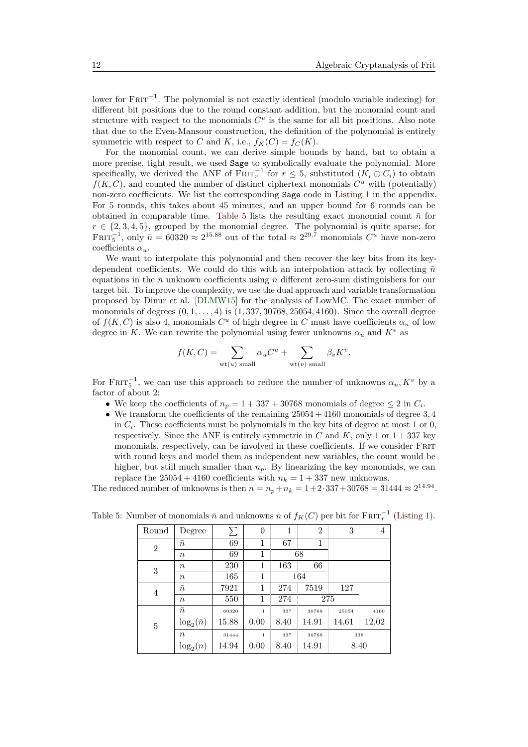lower for $\text{FRIT}^{-1}$. The polynomial is not exactly identical (modulo variable indexing) for different bit positions due to the round constant addition, but the monomial count and structure with respect to the monomials $C^u$ is the same for all bit positions. Also note that due to the Even-Mansour construction, the definition of the polynomial is entirely symmetric with respect to $C$ and $K$, i.e., $f_K(C) = f_C(K)$.

For the monomial count, we can derive simple bounds by hand, but to obtain a more precise, tight result, we used Sage to symbolically evaluate the polynomial. More specifically, we derived the ANF of $\text{FRIT}_r^{-1}$ for $r \leq 5$, substituted $(K_i \oplus C_i)$ to obtain $f(K, C)$, and counted the number of distinct ciphertext monomials $C^u$ with (potentially) non-zero coefficients. We list the corresponding Sage code in Listing 1 in the appendix. For 5 rounds, this takes about 45 minutes, and an upper bound for 6 rounds can be obtained in comparable time. Table 5 lists the resulting exact monomial count $\bar{n}$ for $r \in \{2, 3, 4, 5\}$, grouped by the monomial degree. The polynomial is quite sparse; for $\text{FRIT}_5^{-1}$, only $\bar{n} = 60320 \approx 2^{15.88}$ out of the total $\approx 2^{29.7}$ monomials $C^u$ have non-zero coefficients $\alpha_u$.

We want to interpolate this polynomial and then recover the key bits from its key-dependent coefficients. We could do this with an interpolation attack by collecting $\bar{n}$ equations in the $\bar{n}$ unknown coefficients using $\bar{n}$ different zero-sum distinguishers for our target bit. To improve the complexity, we use the dual approach and variable transformation proposed by Dinur et al. [DLMW15] for the analysis of LowMC. The exact number of monomials of degrees $(0, 1, \ldots, 4)$ is $(1, 337, 30768, 25054, 4160)$. Since the overall degree of $f(K, C)$ is also 4, monomials $C^u$ of high degree in $C$ must have coefficients $\alpha_u$ of low degree in $K$. We can rewrite the polynomial using fewer unknowns $\alpha_u$ and $K^v$ as

$$f(K, C) = \sum_{\text{wt}(u) \text{ small}} \alpha_u C^u + \sum_{\text{wt}(v) \text{ small}} \beta_v K^v.$$

For $\text{FRIT}_5^{-1}$, we can use this approach to reduce the number of unknowns $\alpha_u, K^v$ by a factor of about 2:

- We keep the coefficients of $n_p = 1 + 337 + 30768$ monomials of degree $\leq 2$ in $C_i$.
- We transform the coefficients of the remaining $25054 + 4160$ monomials of degree $3, 4$ in $C_i$. These coefficients must be polynomials in the key bits of degree at most 1 or 0, respectively. Since the ANF is entirely symmetric in $C$ and $K$, only 1 or $1 + 337$ key monomials, respectively, can be involved in these coefficients. If we consider FRIT with round keys and model them as independent new variables, the count would be higher, but still much smaller than $n_p$. By linearizing the key monomials, we can replace the $25054 + 4160$ coefficients with $n_k = 1 + 337$ new unknowns.

The reduced number of unknowns is then $n = n_p + n_k = 1 + 2 \cdot 337 + 30768 = 31444 \approx 2^{14.94}$.

Table 5: Number of monomials $\bar{n}$ and unknowns $n$ of $f_K(C)$ per bit for $\text{FRIT}_r^{-1}$ (Listing 1).

| Round | Degree | $\sum$ | 0 | 1 | 2 | 3 | 4 |
|---|---|---|---|---|---|---|---|
| 2 | $\bar{n}$ | 69 | 1 | 67 | 1 | | |
| | $n$ | 69 | 1 | 68 | | | |
| 3 | $\bar{n}$ | 230 | 1 | 163 | 66 | | |
| | $n$ | 165 | 1 | 164 | | | |
| 4 | $\bar{n}$ | 7921 | 1 | 274 | 7519 | 127 | |
| | $n$ | 550 | 1 | 274 | 275 | | |
| 5 | $\bar{n}$ | 60320 | 1 | 337 | 30768 | 25054 | 4160 |
| | $\log_2(\bar{n})$ | 15.88 | 0.00 | 8.40 | 14.91 | 14.61 | 12.02 |
| | $n$ | 31444 | 1 | 337 | 30768 | 338 | |
| | $\log_2(n)$ | 14.94 | 0.00 | 8.40 | 14.91 | 8.40 | |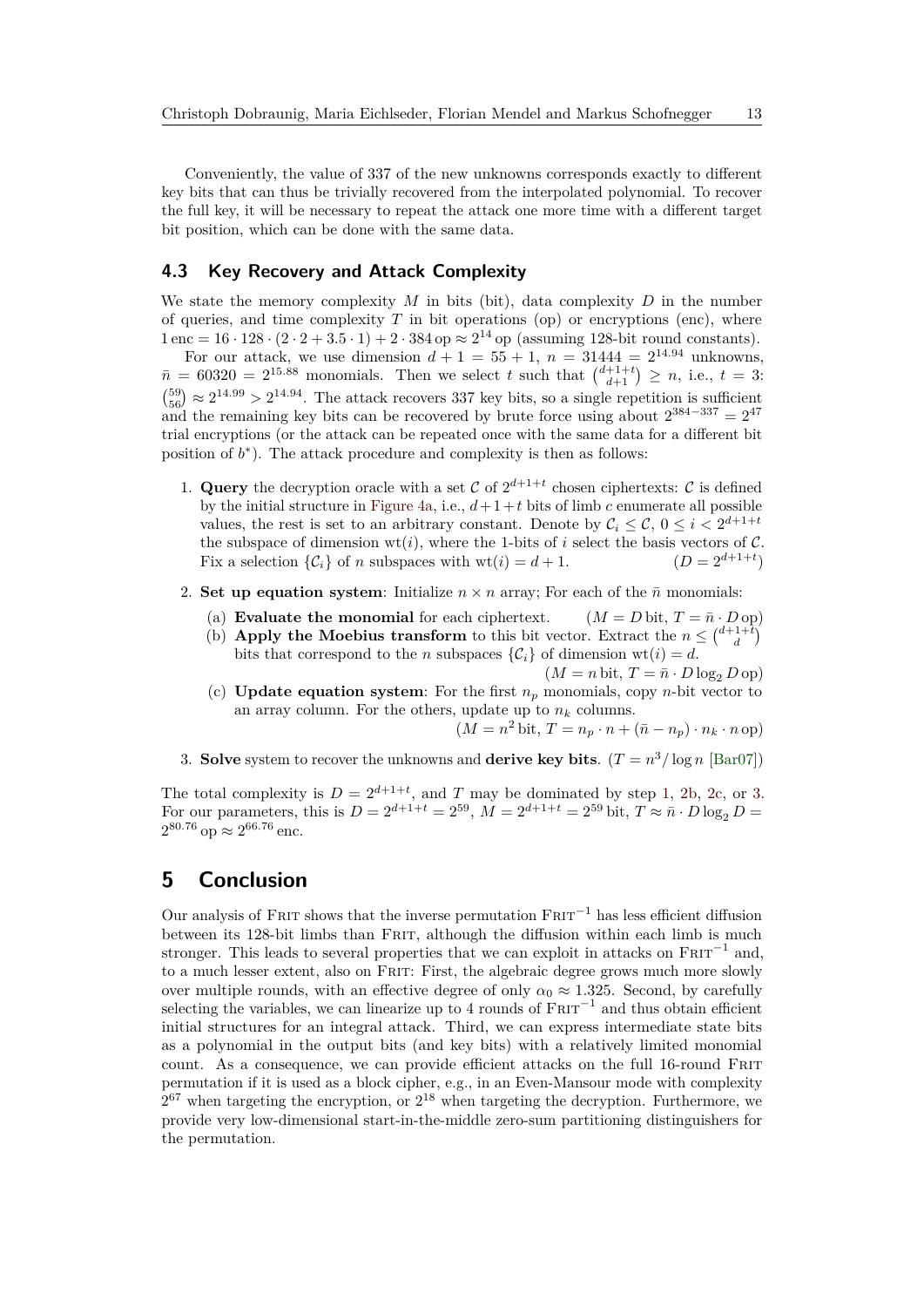Conveniently, the value of 337 of the new unknowns corresponds exactly to different key bits that can thus be trivially recovered from the interpolated polynomial. To recover the full key, it will be necessary to repeat the attack one more time with a different target bit position, which can be done with the same data.

### 4.3 Key Recovery and Attack Complexity

We state the memory complexity $M$ in bits (bit), data complexity $D$ in the number of queries, and time complexity $T$ in bit operations (op) or encryptions (enc), where $1\,\text{enc} = 16 \cdot 128 \cdot (2 \cdot 2 + 3.5 \cdot 1) + 2 \cdot 384\,\text{op} \approx 2^{14}\,\text{op}$ (assuming 128-bit round constants).

For our attack, we use dimension $d + 1 = 55 + 1$, $n = 31444 = 2^{14.94}$ unknowns, $\bar{n} = 60320 = 2^{15.88}$ monomials. Then we select $t$ such that $\binom{d+1+t}{d+1} \geq n$, i.e., $t = 3$: $\binom{59}{56} \approx 2^{14.99} > 2^{14.94}$. The attack recovers 337 key bits, so a single repetition is sufficient and the remaining key bits can be recovered by brute force using about $2^{384-337} = 2^{47}$ trial encryptions (or the attack can be repeated once with the same data for a different bit position of $b^*$). The attack procedure and complexity is then as follows:

1. **Query** the decryption oracle with a set $\mathcal{C}$ of $2^{d+1+t}$ chosen ciphertexts: $\mathcal{C}$ is defined by the initial structure in Figure 4a, i.e., $d+1+t$ bits of limb $c$ enumerate all possible values, the rest is set to an arbitrary constant. Denote by $\mathcal{C}_i \leq \mathcal{C}$, $0 \leq i < 2^{d+1+t}$ the subspace of dimension $\text{wt}(i)$, where the 1-bits of $i$ select the basis vectors of $\mathcal{C}$. Fix a selection $\{\mathcal{C}_i\}$ of $n$ subspaces with $\text{wt}(i) = d + 1$. $(D = 2^{d+1+t})$
2. **Set up equation system**: Initialize $n \times n$ array; For each of the $\bar{n}$ monomials:
   (a) **Evaluate the monomial** for each ciphertext. $(M = D\,\text{bit},\ T = \bar{n} \cdot D\,\text{op})$
   (b) **Apply the Moebius transform** to this bit vector. Extract the $n \leq \binom{d+1+t}{d}$ bits that correspond to the $n$ subspaces $\{\mathcal{C}_i\}$ of dimension $\text{wt}(i) = d$. $(M = n\,\text{bit},\ T = \bar{n} \cdot D \log_2 D\,\text{op})$
   (c) **Update equation system**: For the first $n_p$ monomials, copy $n$-bit vector to an array column. For the others, update up to $n_k$ columns. $(M = n^2\,\text{bit},\ T = n_p \cdot n + (\bar{n} - n_p) \cdot n_k \cdot n\,\text{op})$
3. **Solve** system to recover the unknowns and **derive key bits**. $(T = n^3/\log n$ [Bar07]$)$

The total complexity is $D = 2^{d+1+t}$, and $T$ may be dominated by step 1, 2b, 2c, or 3. For our parameters, this is $D = 2^{d+1+t} = 2^{59}$, $M = 2^{d+1+t} = 2^{59}\,\text{bit}$, $T \approx \bar{n} \cdot D \log_2 D = 2^{80.76}\,\text{op} \approx 2^{66.76}\,\text{enc}$.

## 5 Conclusion

Our analysis of Frit shows that the inverse permutation $\text{Frit}^{-1}$ has less efficient diffusion between its 128-bit limbs than Frit, although the diffusion within each limb is much stronger. This leads to several properties that we can exploit in attacks on $\text{Frit}^{-1}$ and, to a much lesser extent, also on Frit: First, the algebraic degree grows much more slowly over multiple rounds, with an effective degree of only $\alpha_0 \approx 1.325$. Second, by carefully selecting the variables, we can linearize up to 4 rounds of $\text{Frit}^{-1}$ and thus obtain efficient initial structures for an integral attack. Third, we can express intermediate state bits as a polynomial in the output bits (and key bits) with a relatively limited monomial count. As a consequence, we can provide efficient attacks on the full 16-round Frit permutation if it is used as a block cipher, e.g., in an Even-Mansour mode with complexity $2^{67}$ when targeting the encryption, or $2^{18}$ when targeting the decryption. Furthermore, we provide very low-dimensional start-in-the-middle zero-sum partitioning distinguishers for the permutation.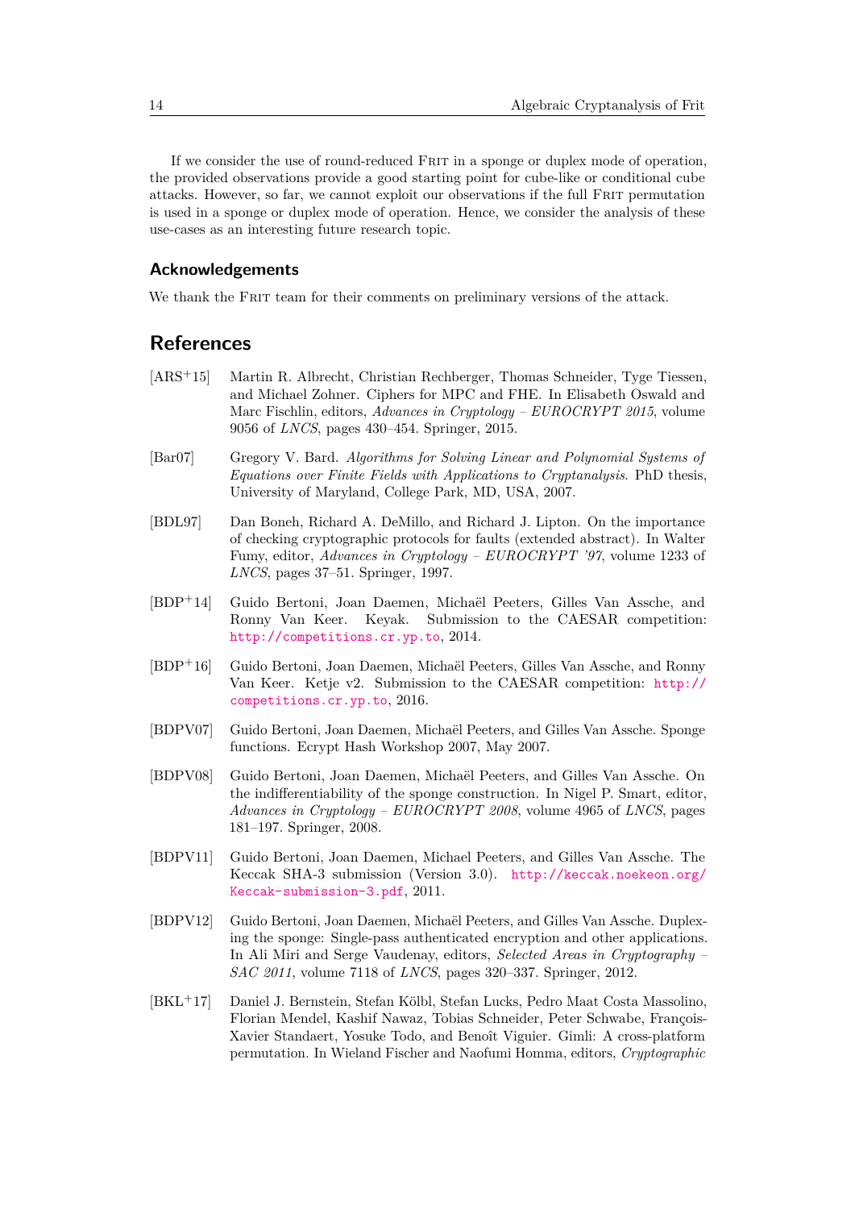If we consider the use of round-reduced Frit in a sponge or duplex mode of operation, the provided observations provide a good starting point for cube-like or conditional cube attacks. However, so far, we cannot exploit our observations if the full Frit permutation is used in a sponge or duplex mode of operation. Hence, we consider the analysis of these use-cases as an interesting future research topic.

### Acknowledgements

We thank the Frit team for their comments on preliminary versions of the attack.

## References

[ARS+15] Martin R. Albrecht, Christian Rechberger, Thomas Schneider, Tyge Tiessen, and Michael Zohner. Ciphers for MPC and FHE. In Elisabeth Oswald and Marc Fischlin, editors, *Advances in Cryptology – EUROCRYPT 2015*, volume 9056 of *LNCS*, pages 430–454. Springer, 2015.

[Bar07] Gregory V. Bard. *Algorithms for Solving Linear and Polynomial Systems of Equations over Finite Fields with Applications to Cryptanalysis*. PhD thesis, University of Maryland, College Park, MD, USA, 2007.

[BDL97] Dan Boneh, Richard A. DeMillo, and Richard J. Lipton. On the importance of checking cryptographic protocols for faults (extended abstract). In Walter Fumy, editor, *Advances in Cryptology – EUROCRYPT '97*, volume 1233 of *LNCS*, pages 37–51. Springer, 1997.

[BDP+14] Guido Bertoni, Joan Daemen, Michaël Peeters, Gilles Van Assche, and Ronny Van Keer. Keyak. Submission to the CAESAR competition: http://competitions.cr.yp.to, 2014.

[BDP+16] Guido Bertoni, Joan Daemen, Michaël Peeters, Gilles Van Assche, and Ronny Van Keer. Ketje v2. Submission to the CAESAR competition: http://competitions.cr.yp.to, 2016.

[BDPV07] Guido Bertoni, Joan Daemen, Michaël Peeters, and Gilles Van Assche. Sponge functions. Ecrypt Hash Workshop 2007, May 2007.

[BDPV08] Guido Bertoni, Joan Daemen, Michaël Peeters, and Gilles Van Assche. On the indifferentiability of the sponge construction. In Nigel P. Smart, editor, *Advances in Cryptology – EUROCRYPT 2008*, volume 4965 of *LNCS*, pages 181–197. Springer, 2008.

[BDPV11] Guido Bertoni, Joan Daemen, Michael Peeters, and Gilles Van Assche. The Keccak SHA-3 submission (Version 3.0). http://keccak.noekeon.org/Keccak-submission-3.pdf, 2011.

[BDPV12] Guido Bertoni, Joan Daemen, Michaël Peeters, and Gilles Van Assche. Duplexing the sponge: Single-pass authenticated encryption and other applications. In Ali Miri and Serge Vaudenay, editors, *Selected Areas in Cryptography – SAC 2011*, volume 7118 of *LNCS*, pages 320–337. Springer, 2012.

[BKL+17] Daniel J. Bernstein, Stefan Kölbl, Stefan Lucks, Pedro Maat Costa Massolino, Florian Mendel, Kashif Nawaz, Tobias Schneider, Peter Schwabe, François-Xavier Standaert, Yosuke Todo, and Benoît Viguier. Gimli: A cross-platform permutation. In Wieland Fischer and Naofumi Homma, editors, *Cryptographic*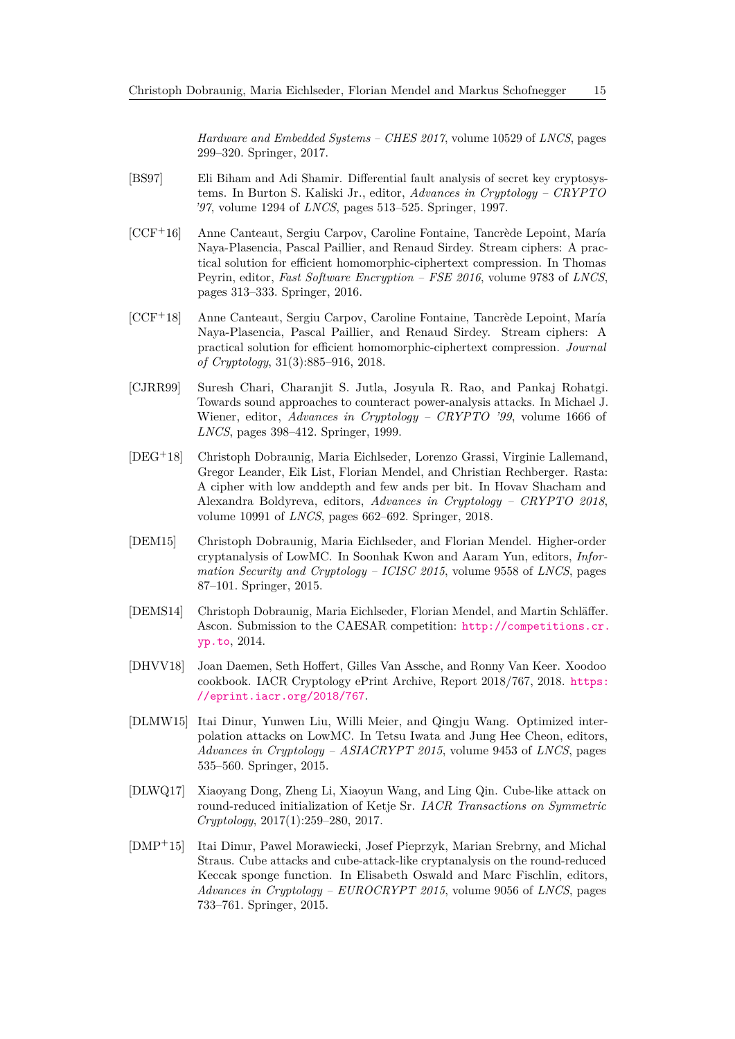*Hardware and Embedded Systems – CHES 2017*, volume 10529 of *LNCS*, pages 299–320. Springer, 2017.

[BS97] Eli Biham and Adi Shamir. Differential fault analysis of secret key cryptosystems. In Burton S. Kaliski Jr., editor, *Advances in Cryptology – CRYPTO '97*, volume 1294 of *LNCS*, pages 513–525. Springer, 1997.

[CCF+16] Anne Canteaut, Sergiu Carpov, Caroline Fontaine, Tancrède Lepoint, María Naya-Plasencia, Pascal Paillier, and Renaud Sirdey. Stream ciphers: A practical solution for efficient homomorphic-ciphertext compression. In Thomas Peyrin, editor, *Fast Software Encryption – FSE 2016*, volume 9783 of *LNCS*, pages 313–333. Springer, 2016.

[CCF+18] Anne Canteaut, Sergiu Carpov, Caroline Fontaine, Tancrède Lepoint, María Naya-Plasencia, Pascal Paillier, and Renaud Sirdey. Stream ciphers: A practical solution for efficient homomorphic-ciphertext compression. *Journal of Cryptology*, 31(3):885–916, 2018.

[CJRR99] Suresh Chari, Charanjit S. Jutla, Josyula R. Rao, and Pankaj Rohatgi. Towards sound approaches to counteract power-analysis attacks. In Michael J. Wiener, editor, *Advances in Cryptology – CRYPTO '99*, volume 1666 of *LNCS*, pages 398–412. Springer, 1999.

[DEG+18] Christoph Dobraunig, Maria Eichlseder, Lorenzo Grassi, Virginie Lallemand, Gregor Leander, Eik List, Florian Mendel, and Christian Rechberger. Rasta: A cipher with low anddepth and few ands per bit. In Hovav Shacham and Alexandra Boldyreva, editors, *Advances in Cryptology – CRYPTO 2018*, volume 10991 of *LNCS*, pages 662–692. Springer, 2018.

[DEM15] Christoph Dobraunig, Maria Eichlseder, and Florian Mendel. Higher-order cryptanalysis of LowMC. In Soonhak Kwon and Aaram Yun, editors, *Information Security and Cryptology – ICISC 2015*, volume 9558 of *LNCS*, pages 87–101. Springer, 2015.

[DEMS14] Christoph Dobraunig, Maria Eichlseder, Florian Mendel, and Martin Schläffer. Ascon. Submission to the CAESAR competition: http://competitions.cr.yp.to, 2014.

[DHVV18] Joan Daemen, Seth Hoffert, Gilles Van Assche, and Ronny Van Keer. Xoodoo cookbook. IACR Cryptology ePrint Archive, Report 2018/767, 2018. https://eprint.iacr.org/2018/767.

[DLMW15] Itai Dinur, Yunwen Liu, Willi Meier, and Qingju Wang. Optimized interpolation attacks on LowMC. In Tetsu Iwata and Jung Hee Cheon, editors, *Advances in Cryptology – ASIACRYPT 2015*, volume 9453 of *LNCS*, pages 535–560. Springer, 2015.

[DLWQ17] Xiaoyang Dong, Zheng Li, Xiaoyun Wang, and Ling Qin. Cube-like attack on round-reduced initialization of Ketje Sr. *IACR Transactions on Symmetric Cryptology*, 2017(1):259–280, 2017.

[DMP+15] Itai Dinur, Pawel Morawiecki, Josef Pieprzyk, Marian Srebrny, and Michal Straus. Cube attacks and cube-attack-like cryptanalysis on the round-reduced Keccak sponge function. In Elisabeth Oswald and Marc Fischlin, editors, *Advances in Cryptology – EUROCRYPT 2015*, volume 9056 of *LNCS*, pages 733–761. Springer, 2015.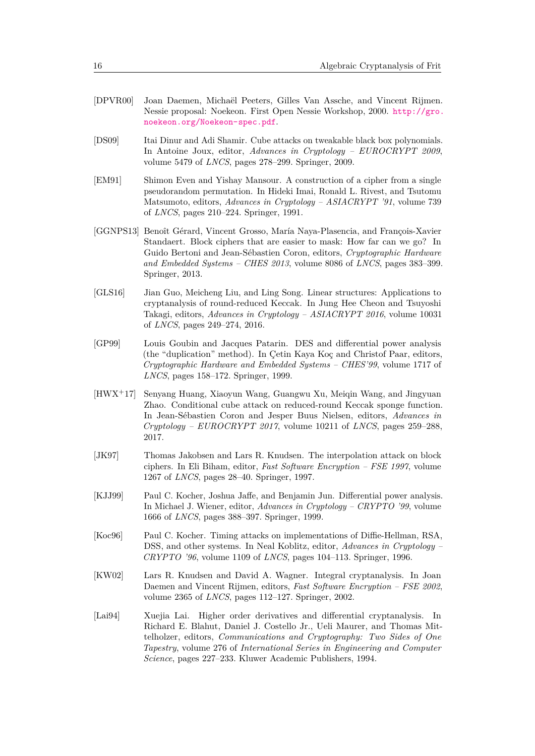[DPVR00] Joan Daemen, Michaël Peeters, Gilles Van Assche, and Vincent Rijmen. Nessie proposal: Noekeon. First Open Nessie Workshop, 2000. http://gro.noekeon.org/Noekeon-spec.pdf.

[DS09] Itai Dinur and Adi Shamir. Cube attacks on tweakable black box polynomials. In Antoine Joux, editor, *Advances in Cryptology – EUROCRYPT 2009*, volume 5479 of *LNCS*, pages 278–299. Springer, 2009.

[EM91] Shimon Even and Yishay Mansour. A construction of a cipher from a single pseudorandom permutation. In Hideki Imai, Ronald L. Rivest, and Tsutomu Matsumoto, editors, *Advances in Cryptology – ASIACRYPT '91*, volume 739 of *LNCS*, pages 210–224. Springer, 1991.

[GGNPS13] Benoît Gérard, Vincent Grosso, María Naya-Plasencia, and François-Xavier Standaert. Block ciphers that are easier to mask: How far can we go? In Guido Bertoni and Jean-Sébastien Coron, editors, *Cryptographic Hardware and Embedded Systems – CHES 2013*, volume 8086 of *LNCS*, pages 383–399. Springer, 2013.

[GLS16] Jian Guo, Meicheng Liu, and Ling Song. Linear structures: Applications to cryptanalysis of round-reduced Keccak. In Jung Hee Cheon and Tsuyoshi Takagi, editors, *Advances in Cryptology – ASIACRYPT 2016*, volume 10031 of *LNCS*, pages 249–274, 2016.

[GP99] Louis Goubin and Jacques Patarin. DES and differential power analysis (the "duplication" method). In Çetin Kaya Koç and Christof Paar, editors, *Cryptographic Hardware and Embedded Systems – CHES'99*, volume 1717 of *LNCS*, pages 158–172. Springer, 1999.

[HWX+17] Senyang Huang, Xiaoyun Wang, Guangwu Xu, Meiqin Wang, and Jingyuan Zhao. Conditional cube attack on reduced-round Keccak sponge function. In Jean-Sébastien Coron and Jesper Buus Nielsen, editors, *Advances in Cryptology – EUROCRYPT 2017*, volume 10211 of *LNCS*, pages 259–288, 2017.

[JK97] Thomas Jakobsen and Lars R. Knudsen. The interpolation attack on block ciphers. In Eli Biham, editor, *Fast Software Encryption – FSE 1997*, volume 1267 of *LNCS*, pages 28–40. Springer, 1997.

[KJJ99] Paul C. Kocher, Joshua Jaffe, and Benjamin Jun. Differential power analysis. In Michael J. Wiener, editor, *Advances in Cryptology – CRYPTO '99*, volume 1666 of *LNCS*, pages 388–397. Springer, 1999.

[Koc96] Paul C. Kocher. Timing attacks on implementations of Diffie-Hellman, RSA, DSS, and other systems. In Neal Koblitz, editor, *Advances in Cryptology – CRYPTO '96*, volume 1109 of *LNCS*, pages 104–113. Springer, 1996.

[KW02] Lars R. Knudsen and David A. Wagner. Integral cryptanalysis. In Joan Daemen and Vincent Rijmen, editors, *Fast Software Encryption – FSE 2002*, volume 2365 of *LNCS*, pages 112–127. Springer, 2002.

[Lai94] Xuejia Lai. Higher order derivatives and differential cryptanalysis. In Richard E. Blahut, Daniel J. Costello Jr., Ueli Maurer, and Thomas Mittelholzer, editors, *Communications and Cryptography: Two Sides of One Tapestry*, volume 276 of *International Series in Engineering and Computer Science*, pages 227–233. Kluwer Academic Publishers, 1994.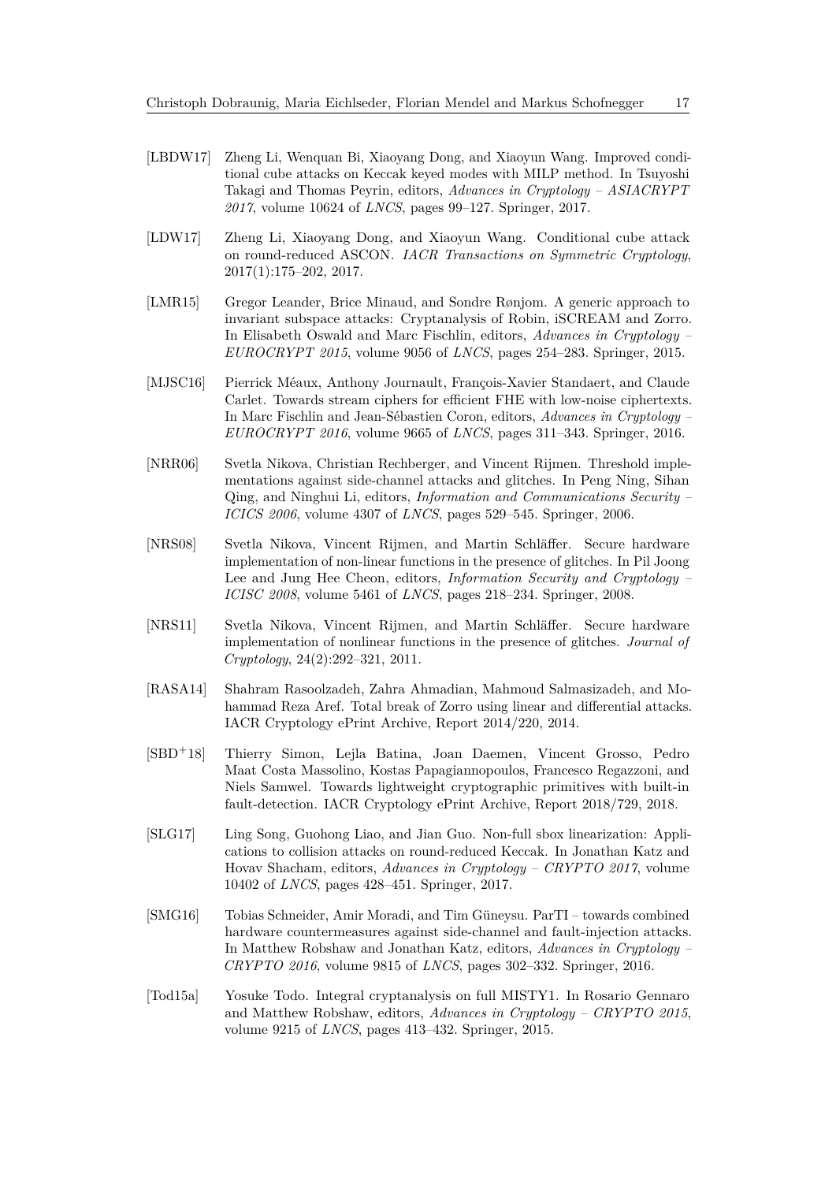[LBDW17] Zheng Li, Wenquan Bi, Xiaoyang Dong, and Xiaoyun Wang. Improved conditional cube attacks on Keccak keyed modes with MILP method. In Tsuyoshi Takagi and Thomas Peyrin, editors, *Advances in Cryptology – ASIACRYPT 2017*, volume 10624 of *LNCS*, pages 99–127. Springer, 2017.

[LDW17] Zheng Li, Xiaoyang Dong, and Xiaoyun Wang. Conditional cube attack on round-reduced ASCON. *IACR Transactions on Symmetric Cryptology*, 2017(1):175–202, 2017.

[LMR15] Gregor Leander, Brice Minaud, and Sondre Rønjom. A generic approach to invariant subspace attacks: Cryptanalysis of Robin, iSCREAM and Zorro. In Elisabeth Oswald and Marc Fischlin, editors, *Advances in Cryptology – EUROCRYPT 2015*, volume 9056 of *LNCS*, pages 254–283. Springer, 2015.

[MJSC16] Pierrick Méaux, Anthony Journault, François-Xavier Standaert, and Claude Carlet. Towards stream ciphers for efficient FHE with low-noise ciphertexts. In Marc Fischlin and Jean-Sébastien Coron, editors, *Advances in Cryptology – EUROCRYPT 2016*, volume 9665 of *LNCS*, pages 311–343. Springer, 2016.

[NRR06] Svetla Nikova, Christian Rechberger, and Vincent Rijmen. Threshold implementations against side-channel attacks and glitches. In Peng Ning, Sihan Qing, and Ninghui Li, editors, *Information and Communications Security – ICICS 2006*, volume 4307 of *LNCS*, pages 529–545. Springer, 2006.

[NRS08] Svetla Nikova, Vincent Rijmen, and Martin Schläffer. Secure hardware implementation of non-linear functions in the presence of glitches. In Pil Joong Lee and Jung Hee Cheon, editors, *Information Security and Cryptology – ICISC 2008*, volume 5461 of *LNCS*, pages 218–234. Springer, 2008.

[NRS11] Svetla Nikova, Vincent Rijmen, and Martin Schläffer. Secure hardware implementation of nonlinear functions in the presence of glitches. *Journal of Cryptology*, 24(2):292–321, 2011.

[RASA14] Shahram Rasoolzadeh, Zahra Ahmadian, Mahmoud Salmasizadeh, and Mohammad Reza Aref. Total break of Zorro using linear and differential attacks. IACR Cryptology ePrint Archive, Report 2014/220, 2014.

[SBD+18] Thierry Simon, Lejla Batina, Joan Daemen, Vincent Grosso, Pedro Maat Costa Massolino, Kostas Papagiannopoulos, Francesco Regazzoni, and Niels Samwel. Towards lightweight cryptographic primitives with built-in fault-detection. IACR Cryptology ePrint Archive, Report 2018/729, 2018.

[SLG17] Ling Song, Guohong Liao, and Jian Guo. Non-full sbox linearization: Applications to collision attacks on round-reduced Keccak. In Jonathan Katz and Hovav Shacham, editors, *Advances in Cryptology – CRYPTO 2017*, volume 10402 of *LNCS*, pages 428–451. Springer, 2017.

[SMG16] Tobias Schneider, Amir Moradi, and Tim Güneysu. ParTI – towards combined hardware countermeasures against side-channel and fault-injection attacks. In Matthew Robshaw and Jonathan Katz, editors, *Advances in Cryptology – CRYPTO 2016*, volume 9815 of *LNCS*, pages 302–332. Springer, 2016.

[Tod15a] Yosuke Todo. Integral cryptanalysis on full MISTY1. In Rosario Gennaro and Matthew Robshaw, editors, *Advances in Cryptology – CRYPTO 2015*, volume 9215 of *LNCS*, pages 413–432. Springer, 2015.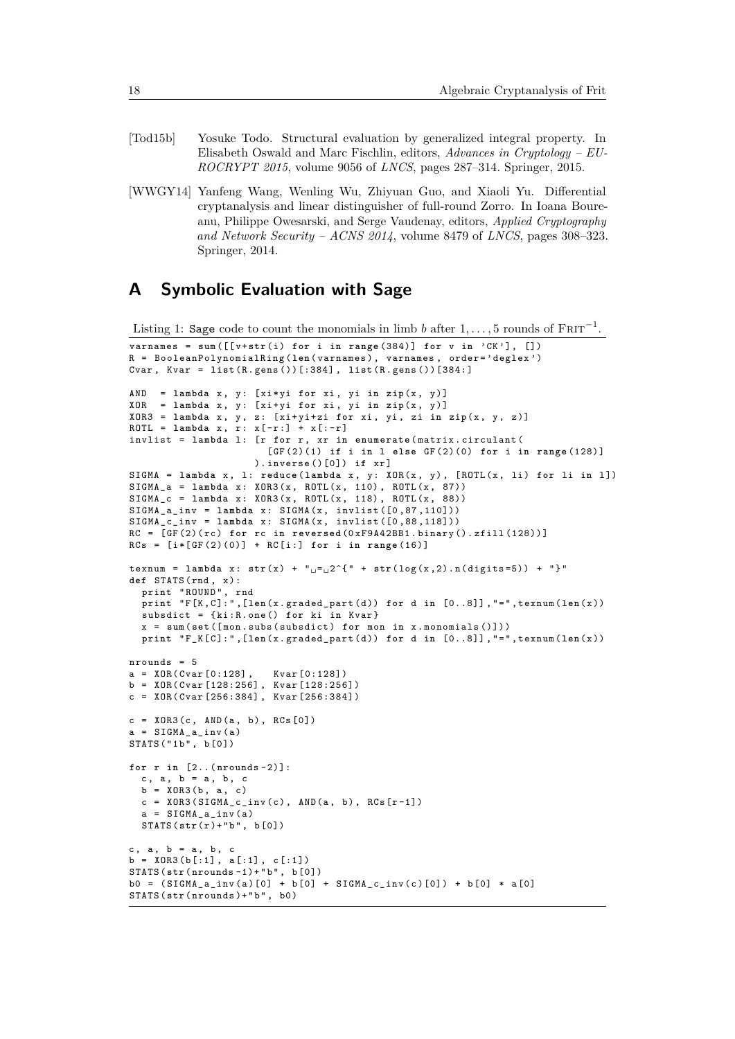[Tod15b] Yosuke Todo. Structural evaluation by generalized integral property. In Elisabeth Oswald and Marc Fischlin, editors, *Advances in Cryptology – EUROCRYPT 2015*, volume 9056 of *LNCS*, pages 287–314. Springer, 2015.

[WWGY14] Yanfeng Wang, Wenling Wu, Zhiyuan Guo, and Xiaoli Yu. Differential cryptanalysis and linear distinguisher of full-round Zorro. In Ioana Boureanu, Philippe Owesarski, and Serge Vaudenay, editors, *Applied Cryptography and Network Security – ACNS 2014*, volume 8479 of *LNCS*, pages 308–323. Springer, 2014.

## A Symbolic Evaluation with Sage

Listing 1: Sage code to count the monomials in limb $b$ after $1, \ldots, 5$ rounds of $\text{FRIT}^{-1}$.

```
varnames = sum([[v+str(i) for i in range(384)] for v in 'CK'], [])
R = BooleanPolynomialRing(len(varnames), varnames, order='deglex')
Cvar, Kvar = list(R.gens())[:384], list(R.gens())[384:]

AND  = lambda x, y: [xi*yi for xi, yi in zip(x, y)]
XOR  = lambda x, y: [xi+yi for xi, yi in zip(x, y)]
XOR3 = lambda x, y, z: [xi+yi+zi for xi, yi, zi in zip(x, y, z)]
ROTL = lambda x, r: x[-r:] + x[:-r]
invlist = lambda l: [r for r, xr in enumerate(matrix.circulant(
                       [GF(2)(1) if i in l else GF(2)(0) for i in range(128)]
                     ).inverse()[0]) if xr]
SIGMA = lambda x, l: reduce(lambda x, y: XOR(x, y), [ROTL(x, li) for li in l])
SIGMA_a = lambda x: XOR3(x, ROTL(x, 110), ROTL(x, 87))
SIGMA_c = lambda x: XOR3(x, ROTL(x, 118), ROTL(x, 88))
SIGMA_a_inv = lambda x: SIGMA(x, invlist([0,87,110]))
SIGMA_c_inv = lambda x: SIGMA(x, invlist([0,88,118]))
RC = [GF(2)(rc) for rc in reversed(0xF9A42BB1.binary().zfill(128))]
RCs = [i*[GF(2)(0)] + RC[i:] for i in range(16)]

texnum = lambda x: str(x) + " = 2^{" + str(log(x,2).n(digits=5)) + "}"
def STATS(rnd, x):
  print "ROUND", rnd
  print "F[K,C]:",[len(x.graded_part(d)) for d in [0..8]],"=",texnum(len(x))
  subsdict = {ki:R.one() for ki in Kvar}
  x = sum(set([mon.subs(subsdict) for mon in x.monomials()]))
  print "F_K[C]:",[len(x.graded_part(d)) for d in [0..8]],"=",texnum(len(x))

nrounds = 5
a = XOR(Cvar[0:128],   Kvar[0:128])
b = XOR(Cvar[128:256], Kvar[128:256])
c = XOR(Cvar[256:384], Kvar[256:384])

c = XOR3(c, AND(a, b), RCs[0])
a = SIGMA_a_inv(a)
STATS("1b", b[0])

for r in [2..(nrounds-2)]:
  c, a, b = a, b, c
  b = XOR3(b, a, c)
  c = XOR3(SIGMA_c_inv(c), AND(a, b), RCs[r-1])
  a = SIGMA_a_inv(a)
  STATS(str(r)+"b", b[0])

c, a, b = a, b, c
b = XOR3(b[:1], a[:1], c[:1])
STATS(str(nrounds-1)+"b", b[0])
b0 = (SIGMA_a_inv(a)[0] + b[0] + SIGMA_c_inv(c)[0]) + b[0] * a[0]
STATS(str(nrounds)+"b", b0)
```